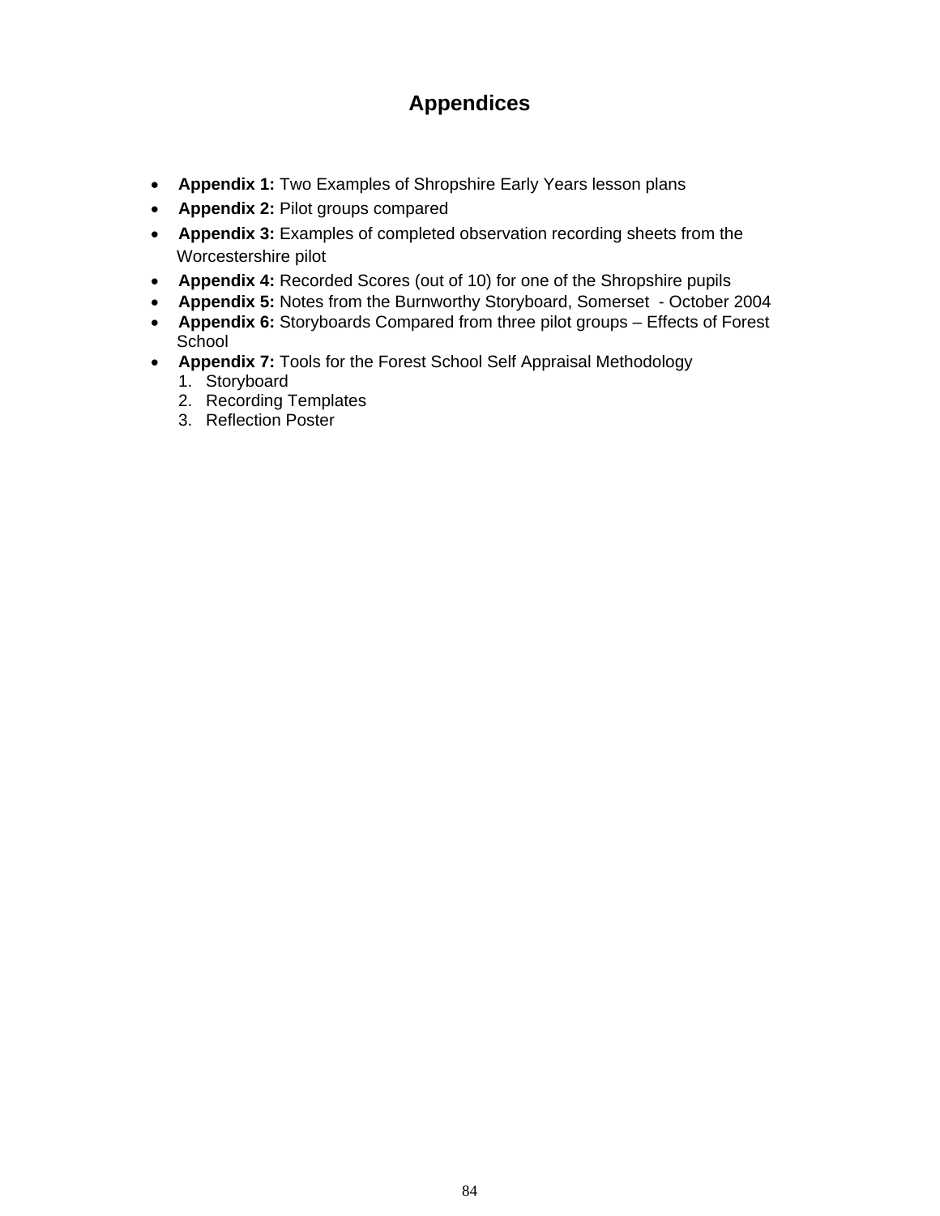# Appendices

- **Appendix 1:** Two Examples of Shropshire Early Years lesson plans
- **Appendix 2:** Pilot groups compared
- **Appendix 3:** Examples of completed observation recording sheets from the Worcestershire pilot
- **Appendix 4:** Recorded Scores (out of 10) for one of the Shropshire pupils
- **Appendix 5:** Notes from the Burnworthy Storyboard, Somerset - October 2004
- **Appendix 6:** Storyboards Compared from three pilot groups – Effects of Forest School
- **Appendix 7:** Tools for the Forest School Self Appraisal Methodology
  1. Storyboard
  2. Recording Templates
  3. Reflection Poster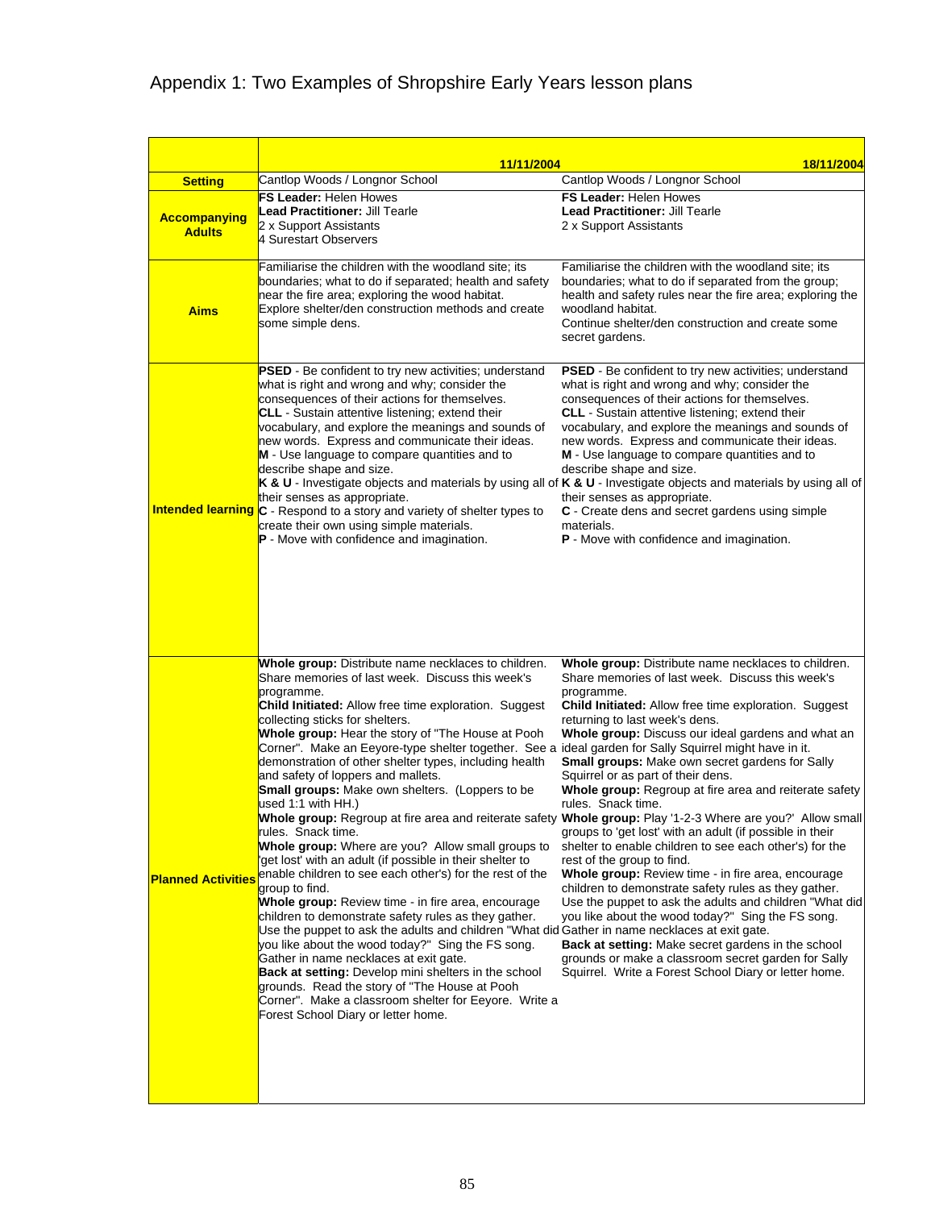# Appendix 1: Two Examples of Shropshire Early Years lesson plans

| | 11/11/2004 | 18/11/2004 |
|---|---|---|
| **Setting** | Cantlop Woods / Longnor School | Cantlop Woods / Longnor School |
| **Accompanying Adults** | **FS Leader:** Helen Howes<br>**Lead Practitioner:** Jill Tearle<br>2 x Support Assistants<br>4 Surestart Observers | **FS Leader:** Helen Howes<br>**Lead Practitioner:** Jill Tearle<br>2 x Support Assistants |
| **Aims** | Familiarise the children with the woodland site; its boundaries; what to do if separated; health and safety near the fire area; exploring the wood habitat.<br>Explore shelter/den construction methods and create some simple dens. | Familiarise the children with the woodland site; its boundaries; what to do if separated from the group; health and safety rules near the fire area; exploring the woodland habitat.<br>Continue shelter/den construction and create some secret gardens. |
| **Intended learning** | **PSED** - Be confident to try new activities; understand what is right and wrong and why; consider the consequences of their actions for themselves.<br>**CLL** - Sustain attentive listening; extend their vocabulary, and explore the meanings and sounds of new words. Express and communicate their ideas.<br>**M** - Use language to compare quantities and to describe shape and size.<br>**K & U** - Investigate objects and materials by using all of their senses as appropriate.<br>**C** - Respond to a story and variety of shelter types to create their own using simple materials.<br>**P** - Move with confidence and imagination. | **PSED** - Be confident to try new activities; understand what is right and wrong and why; consider the consequences of their actions for themselves.<br>**CLL** - Sustain attentive listening; extend their vocabulary, and explore the meanings and sounds of new words. Express and communicate their ideas.<br>**M** - Use language to compare quantities and to describe shape and size.<br>**K & U** - Investigate objects and materials by using all of their senses as appropriate.<br>**C** - Create dens and secret gardens using simple materials.<br>**P** - Move with confidence and imagination. |
| **Planned Activities** | **Whole group:** Distribute name necklaces to children. Share memories of last week. Discuss this week's programme.<br>**Child Initiated:** Allow free time exploration. Suggest collecting sticks for shelters.<br>**Whole group:** Hear the story of "The House at Pooh Corner". Make an Eeyore-type shelter together. See a demonstration of other shelter types, including health and safety of loppers and mallets.<br>**Small groups:** Make own shelters. (Loppers to be used 1:1 with HH.)<br>**Whole group:** Regroup at fire area and reiterate safety rules. Snack time.<br>**Whole group:** Where are you? Allow small groups to 'get lost' with an adult (if possible in their shelter to enable children to see each other's) for the rest of the group to find.<br>**Whole group:** Review time - in fire area, encourage children to demonstrate safety rules as they gather. Use the puppet to ask the adults and children "What did you like about the wood today?" Sing the FS song. Gather in name necklaces at exit gate.<br>**Back at setting:** Develop mini shelters in the school grounds. Read the story of "The House at Pooh Corner". Make a classroom shelter for Eeyore. Write a Forest School Diary or letter home. | **Whole group:** Distribute name necklaces to children. Share memories of last week. Discuss this week's programme.<br>**Child Initiated:** Allow free time exploration. Suggest returning to last week's dens.<br>**Whole group:** Discuss our ideal gardens and what an ideal garden for Sally Squirrel might have in it.<br>**Small groups:** Make own secret gardens for Sally Squirrel or as part of their dens.<br>**Whole group:** Regroup at fire area and reiterate safety rules. Snack time.<br>**Whole group:** Play '1-2-3 Where are you?' Allow small groups to 'get lost' with an adult (if possible in their shelter to enable children to see each other's) for the rest of the group to find.<br>**Whole group:** Review time - in fire area, encourage children to demonstrate safety rules as they gather. Use the puppet to ask the adults and children "What did you like about the wood today?" Sing the FS song. Gather in name necklaces at exit gate.<br>**Back at setting:** Make secret gardens in the school grounds or make a classroom secret garden for Sally Squirrel. Write a Forest School Diary or letter home. |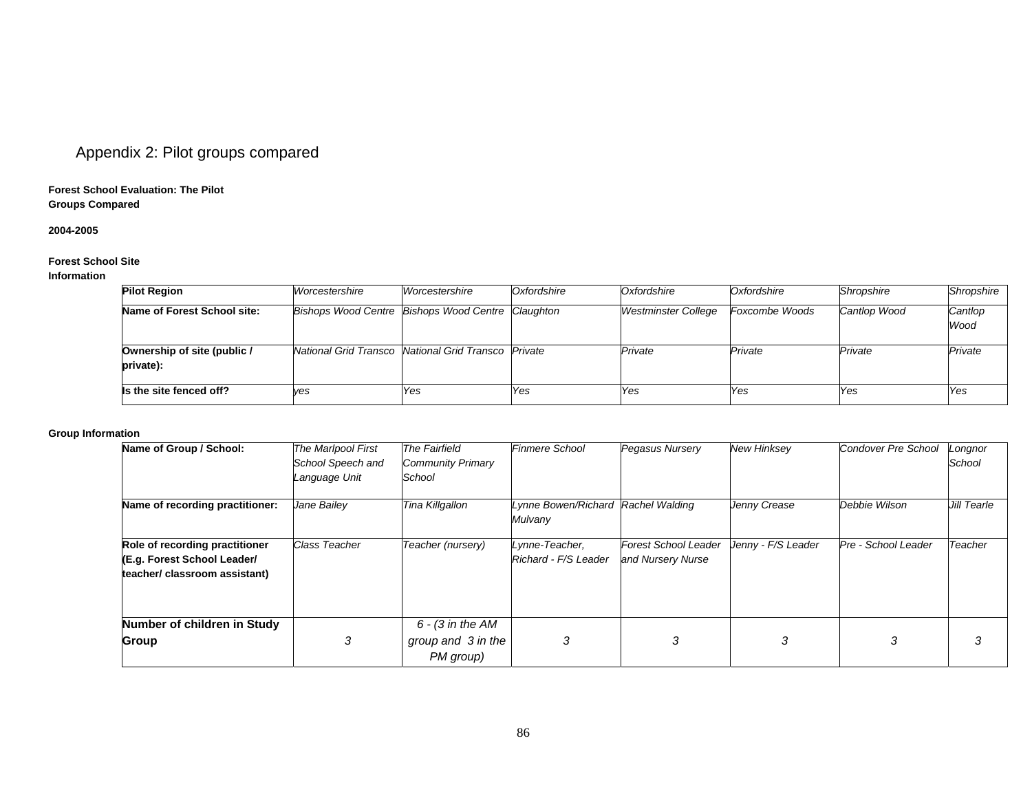## Appendix 2: Pilot groups compared

**Forest School Evaluation: The Pilot Groups Compared**

**2004-2005**

**Forest School Site Information**

| **Pilot Region** | *Worcestershire* | *Worcestershire* | *Oxfordshire* | *Oxfordshire* | *Oxfordshire* | *Shropshire* | *Shropshire* |
|---|---|---|---|---|---|---|---|
| **Name of Forest School site:** | *Bishops Wood Centre* | *Bishops Wood Centre* | *Claughton* | *Westminster College* | *Foxcombe Woods* | *Cantlop Wood* | *Cantlop Wood* |
| **Ownership of site (public / private):** | *National Grid Transco* | *National Grid Transco* | *Private* | *Private* | *Private* | *Private* | *Private* |
| **Is the site fenced off?** | *yes* | *Yes* | *Yes* | *Yes* | *Yes* | *Yes* | *Yes* |

**Group Information**

| **Name of Group / School:** | *The Marlpool First School Speech and Language Unit* | *The Fairfield Community Primary School* | *Finmere School* | *Pegasus Nursery* | *New Hinksey* | *Condover Pre School* | *Longnor School* |
|---|---|---|---|---|---|---|---|
| **Name of recording practitioner:** | *Jane Bailey* | *Tina Killgallon* | *Lynne Bowen/Richard Mulvany* | *Rachel Walding* | *Jenny Crease* | *Debbie Wilson* | *Jill Tearle* |
| **Role of recording practitioner (E.g. Forest School Leader/ teacher/ classroom assistant)** | *Class Teacher* | *Teacher (nursery)* | *Lynne-Teacher, Richard - F/S Leader* | *Forest School Leader and Nursery Nurse* | *Jenny - F/S Leader* | *Pre - School Leader* | *Teacher* |
| **Number of children in Study Group** | *3* | *6 - (3 in the AM group and 3 in the PM group)* | *3* | *3* | *3* | *3* | *3* |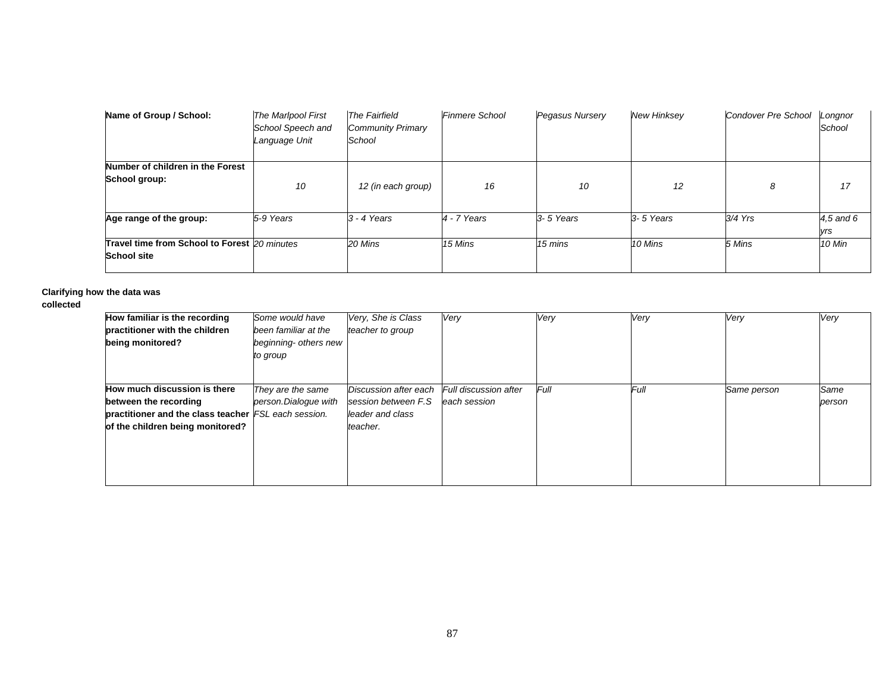| Name of Group / School: | *The Marlpool First School Speech and Language Unit* | *The Fairfield Community Primary School* | *Finmere School* | *Pegasus Nursery* | *New Hinksey* | *Condover Pre School* | *Longnor School* |
|---|---|---|---|---|---|---|---|
| **Number of children in the Forest School group:** | *10* | *12 (in each group)* | *16* | *10* | *12* | *8* | *17* |
| **Age range of the group:** | *5-9 Years* | *3 - 4 Years* | *4 - 7 Years* | *3- 5 Years* | *3- 5 Years* | *3/4 Yrs* | *4,5 and 6 yrs* |
| **Travel time from School to Forest School site** | *20 minutes* | *20 Mins* | *15 Mins* | *15 mins* | *10 Mins* | *5 Mins* | *10 Min* |

**Clarifying how the data was collected**

| | | | | | | | |
|---|---|---|---|---|---|---|---|
| **How familiar is the recording practitioner with the children being monitored?** | *Some would have been familiar at the beginning- others new to group* | *Very, She is Class teacher to group* | *Very* | *Very* | *Very* | *Very* | *Very* |
| **How much discussion is there between the recording practitioner and the class teacher of the children being monitored?** | *They are the same person.Dialogue with FSL each session.* | *Discussion after each session between F.S leader and class teacher.* | *Full discussion after each session* | *Full* | *Full* | *Same person* | *Same person* |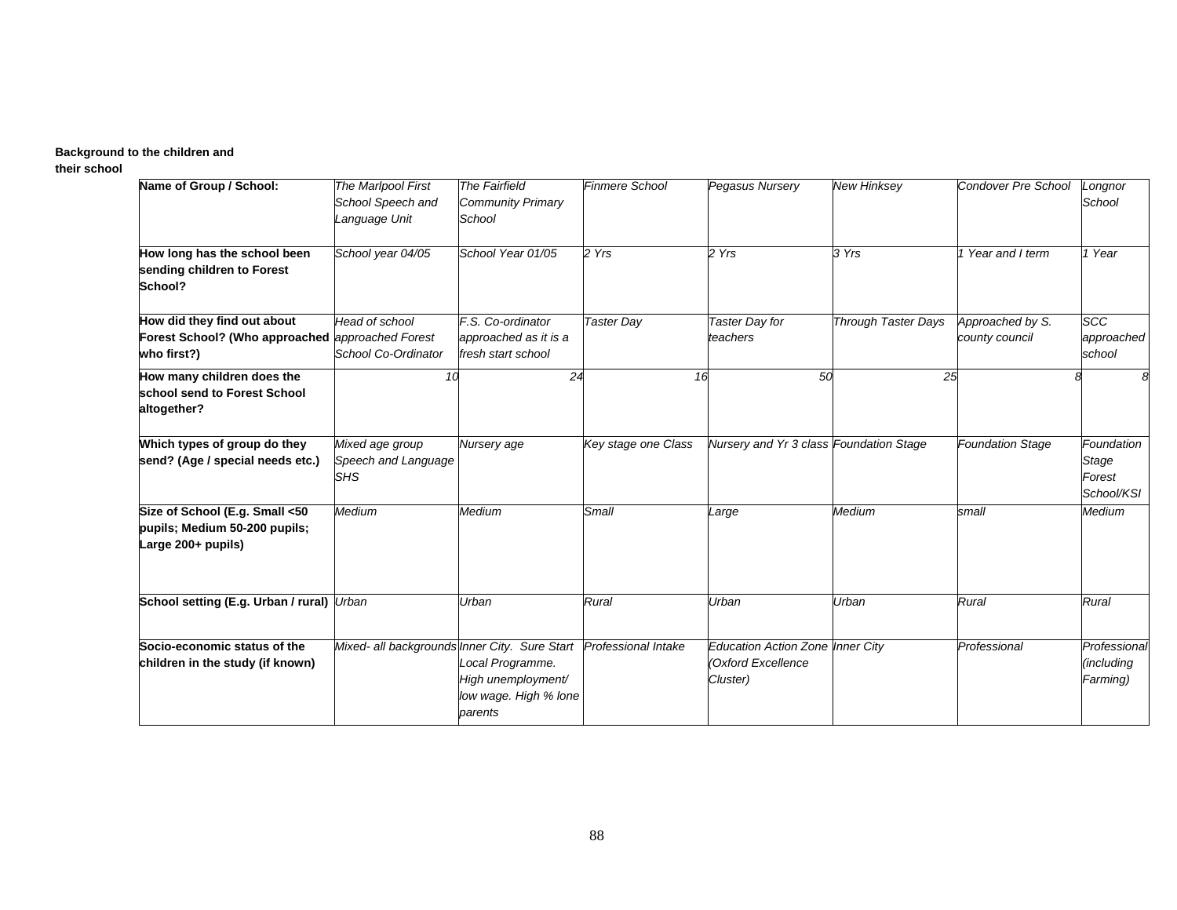**Background to the children and their school**

| Name of Group / School: | *The Marlpool First School Speech and Language Unit* | *The Fairfield Community Primary School* | *Finmere School* | *Pegasus Nursery* | *New Hinksey* | *Condover Pre School* | *Longnor School* |
|---|---|---|---|---|---|---|---|
| **How long has the school been sending children to Forest School?** | *School year 04/05* | *School Year 01/05* | *2 Yrs* | *2 Yrs* | *3 Yrs* | *1 Year and I term* | *1 Year* |
| **How did they find out about Forest School? (Who approached who first?)** | *Head of school approached Forest School Co-Ordinator* | *F.S. Co-ordinator approached as it is a fresh start school* | *Taster Day* | *Taster Day for teachers* | *Through Taster Days* | *Approached by S. county council* | *SCC approached school* |
| **How many children does the school send to Forest School altogether?** | *10* | *24* | *16* | *50* | *25* | *8* | *8* |
| **Which types of group do they send? (Age / special needs etc.)** | *Mixed age group Speech and Language SHS* | *Nursery age* | *Key stage one Class* | *Nursery and Yr 3 class* | *Foundation Stage* | *Foundation Stage* | *Foundation Stage Forest School/KSI* |
| **Size of School (E.g. Small <50 pupils; Medium 50-200 pupils; Large 200+ pupils)** | *Medium* | *Medium* | *Small* | *Large* | *Medium* | *small* | *Medium* |
| **School setting (E.g. Urban / rural)** | *Urban* | *Urban* | *Rural* | *Urban* | *Urban* | *Rural* | *Rural* |
| **Socio-economic status of the children in the study (if known)** | *Mixed- all backgrounds* | *Inner City. Sure Start Local Programme. High unemployment/ low wage. High % lone parents* | *Professional Intake* | *Education Action Zone (Oxford Excellence Cluster)* | *Inner City* | *Professional* | *Professional (including Farming)* |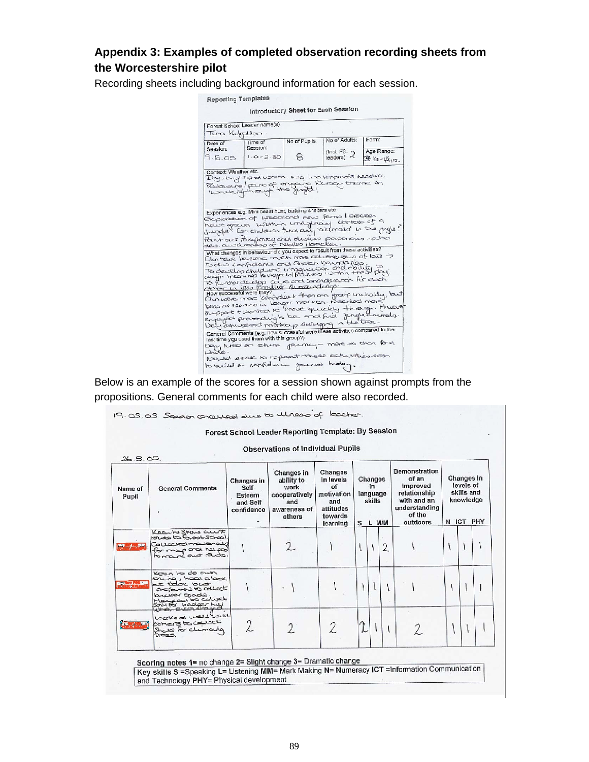## Appendix 3: Examples of completed observation recording sheets from the Worcestershire pilot

Recording sheets including background information for each session.

**Reporting Templates**

**Introductory Sheet for Each Session**

| Forest School Leader name(s) | | | | |
|---|---|---|---|---|
| Tina Kulpillon | | | | |
| Date of Session: | Time of Session: | No of Pupils: | No of Adults: (Incl. FS leaders) | Form: / Age Range: |
| 9.6.05 | 1.0-2.30 | 8 | 2 | 4½-4yrs. |

Context: Weather etc.
Dry, bright and warm. No waterproofs needed. Following / part of ongoing Nursery theme on 'Walking through the jungle'.

Experiences e.g. Mini beast hunt, building shelters etc.
Exploration of woodland now ferns / bracken have grown within imaginary context of a 'jungle'. Can children find any 'animals' in the jungle? Point out foxgloves and discuss poisonous - also develop awareness of nettles / bracken.

What changes in behaviour did you expect to result from these activities?
Children become much more adventurous of late → to develop confidence and stretch boundaries. To develop children's imagination and ability to assign meanings to objects / features within their play. To further develop care and consideration for each other in less familiar surroundings.

How successful were they?
Children were more confident than any group initially, but became less so in longer bracken. Needed more support + wanted to move quickly through. However enjoyed pretending to be and find jungle animals. Very animated monkeys swinging in the tree.

General Comments (e.g. how successful were these activities compared to the last time you used them with this group?)
Very tired on return journey - more so than for a while.
Would seek to repeat these activities soon to build on confidence gained today.

Below is an example of the scores for a session shown against prompts from the propositions. General comments for each child were also recorded.

19.05.05 Session cancelled due to illness of teacher.

**Forest School Leader Reporting Template: By Session**

**Observations of Individual Pupils**

26.5.05.

| Name of Pupil | General Comments | Changes in Self Esteem and Self confidence | Changes in ability to work cooperatively and awareness of others | Changes in levels of motivation and attitudes towards learning | Changes in language skills | | | Demonstration of an improved relationship with and an understanding of the outdoors | Changes in levels of skills and knowledge | | |
|---|---|---|---|---|---|---|---|---|---|---|---|
| | | | | | S | L | M/M | | N | ICT | PHY |
| | Keen to show adult route to Forest School. Collected materials for map and helped to mark out route. | 1 | 2 | 1 | 1 | 1 | 2 | 1 | 1 | 1 | 1 |
| | Keen to do own thing, had a look at tiddx but preferred to collect bracker spade. Helped to collect soil for badger hut when everything | 1 | 1 | 1 | 1 | 1 | 1 | 1 | 1 | 1 | 1 |
| | Worked well with others to collect sticks for climbing trees. | 2 | 2 | 2 | 2 | 1 | 1 | 2 | 1 | 1 | 1 |

Scoring notes 1= no change 2= Slight change 3= Dramatic change
Key skills S =Speaking L= Listening MM= Mark Making N= Numeracy ICT =Information Communication and Technology PHY= Physical development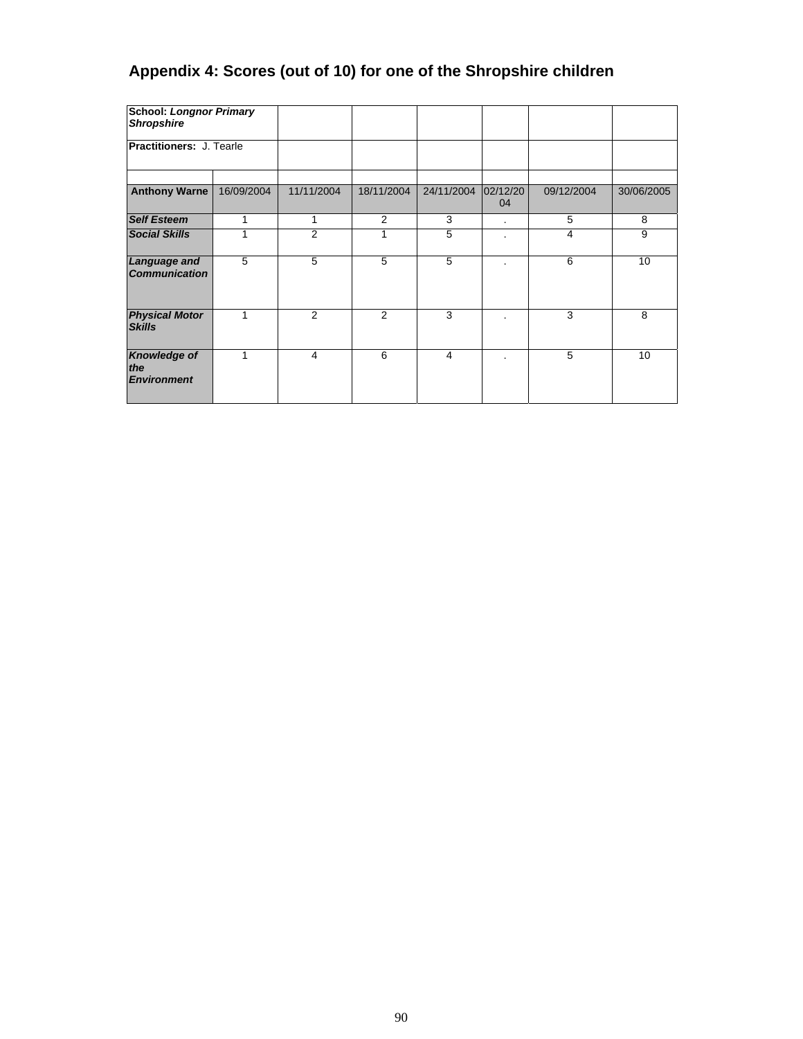## Appendix 4: Scores (out of 10) for one of the Shropshire children

| School: *Longnor Primary Shropshire* | | | | | | | |
|---|---|---|---|---|---|---|---|
| **Practitioners:** J. Tearle | | | | | | | |
| | | | | | | | |
| **Anthony Warne** | 16/09/2004 | 11/11/2004 | 18/11/2004 | 24/11/2004 | 02/12/2004 | 09/12/2004 | 30/06/2005 |
| ***Self Esteem*** | 1 | 1 | 2 | 3 | . | 5 | 8 |
| ***Social Skills*** | 1 | 2 | 1 | 5 | . | 4 | 9 |
| ***Language and Communication*** | 5 | 5 | 5 | 5 | . | 6 | 10 |
| ***Physical Motor Skills*** | 1 | 2 | 2 | 3 | . | 3 | 8 |
| ***Knowledge of the Environment*** | 1 | 4 | 6 | 4 | . | 5 | 10 |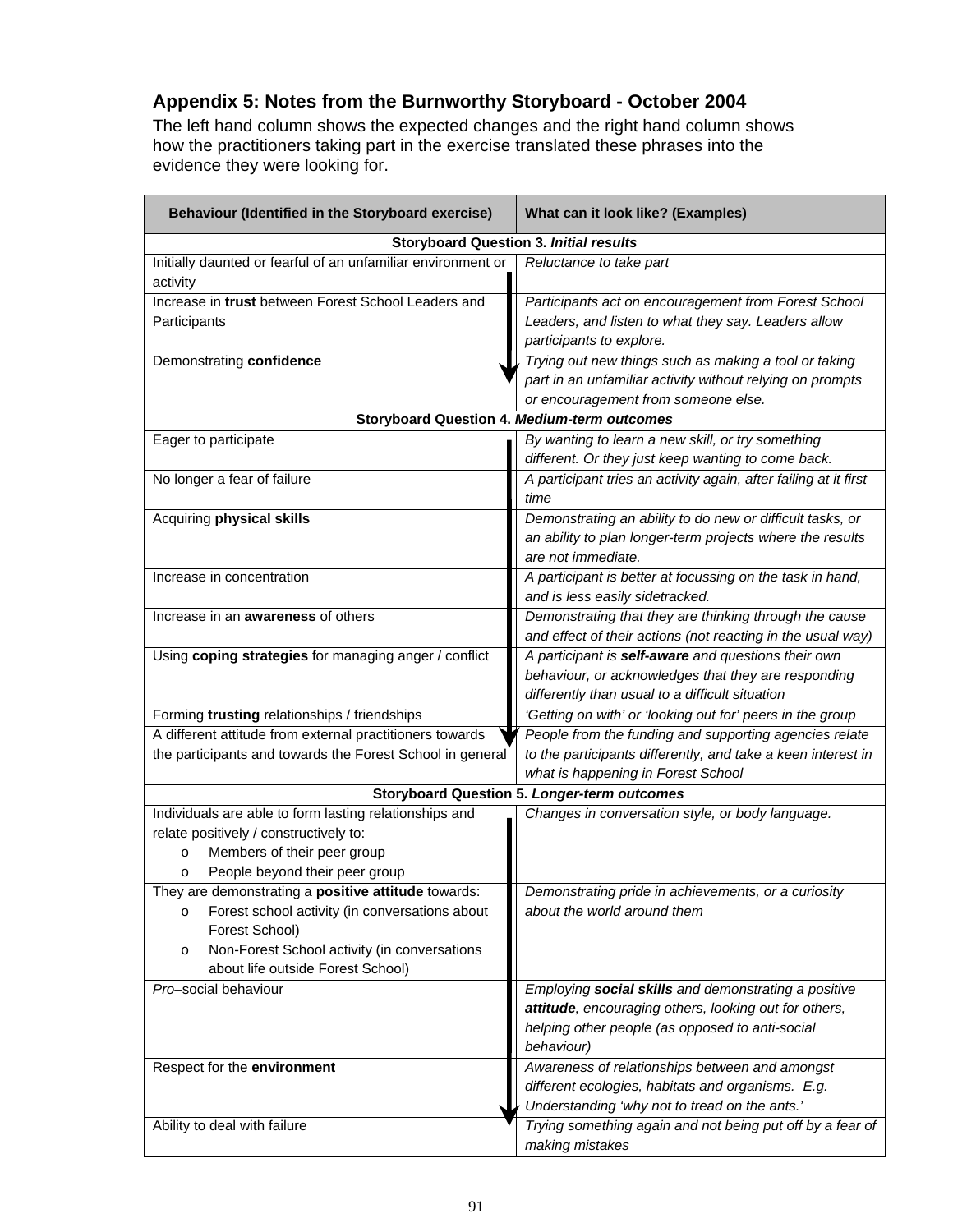## Appendix 5: Notes from the Burnworthy Storyboard - October 2004

The left hand column shows the expected changes and the right hand column shows how the practitioners taking part in the exercise translated these phrases into the evidence they were looking for.

| Behaviour (Identified in the Storyboard exercise) | What can it look like? (Examples) |
|---|---|
| **Storyboard Question 3. *Initial results*** | |
| Initially daunted or fearful of an unfamiliar environment or activity | *Reluctance to take part* |
| Increase in **trust** between Forest School Leaders and Participants | *Participants act on encouragement from Forest School Leaders, and listen to what they say. Leaders allow participants to explore.* |
| Demonstrating **confidence** | *Trying out new things such as making a tool or taking part in an unfamiliar activity without relying on prompts or encouragement from someone else.* |
| **Storyboard Question 4. *Medium-term outcomes*** | |
| Eager to participate | *By wanting to learn a new skill, or try something different. Or they just keep wanting to come back.* |
| No longer a fear of failure | *A participant tries an activity again, after failing at it first time* |
| Acquiring **physical skills** | *Demonstrating an ability to do new or difficult tasks, or an ability to plan longer-term projects where the results are not immediate.* |
| Increase in concentration | *A participant is better at focussing on the task in hand, and is less easily sidetracked.* |
| Increase in an **awareness** of others | *Demonstrating that they are thinking through the cause and effect of their actions (not reacting in the usual way)* |
| Using **coping strategies** for managing anger / conflict | *A participant is **self-aware** and questions their own behaviour, or acknowledges that they are responding differently than usual to a difficult situation* |
| Forming **trusting** relationships / friendships | *'Getting on with' or 'looking out for' peers in the group* |
| A different attitude from external practitioners towards the participants and towards the Forest School in general | *People from the funding and supporting agencies relate to the participants differently, and take a keen interest in what is happening in Forest School* |
| **Storyboard Question 5. *Longer-term outcomes*** | |
| Individuals are able to form lasting relationships and relate positively / constructively to:<br>o Members of their peer group<br>o People beyond their peer group | *Changes in conversation style, or body language.* |
| They are demonstrating a **positive attitude** towards:<br>o Forest school activity (in conversations about Forest School)<br>o Non-Forest School activity (in conversations about life outside Forest School) | *Demonstrating pride in achievements, or a curiosity about the world around them* |
| *Pro*–social behaviour | *Employing **social skills** and demonstrating a positive **attitude**, encouraging others, looking out for others, helping other people (as opposed to anti-social behaviour)* |
| Respect for the **environment** | *Awareness of relationships between and amongst different ecologies, habitats and organisms. E.g. Understanding 'why not to tread on the ants.'* |
| Ability to deal with failure | *Trying something again and not being put off by a fear of making mistakes* |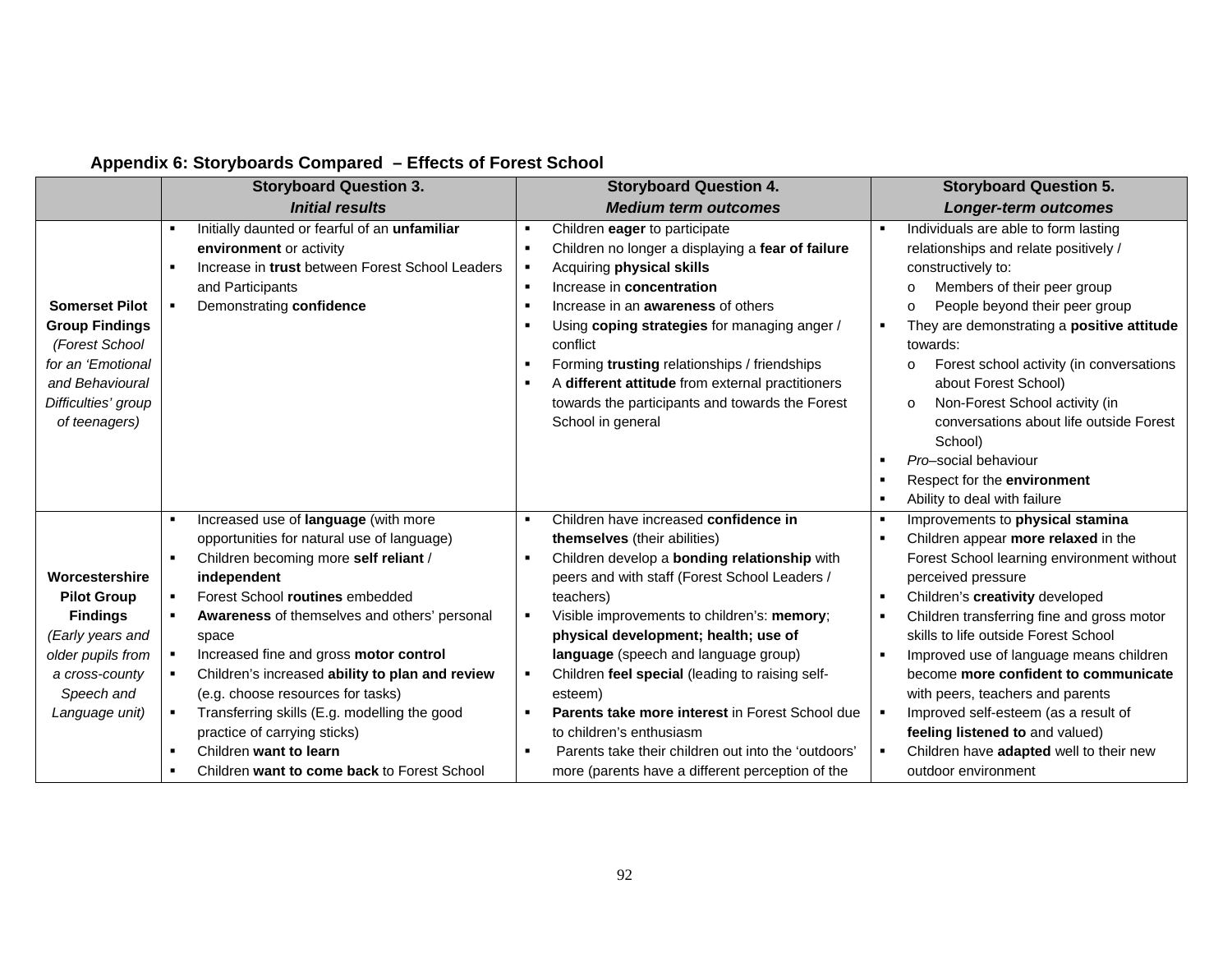## Appendix 6: Storyboards Compared – Effects of Forest School

| | **Storyboard Question 3.** *Initial results* | **Storyboard Question 4.** *Medium term outcomes* | **Storyboard Question 5.** *Longer-term outcomes* |
|---|---|---|---|
| **Somerset Pilot Group Findings** *(Forest School for an 'Emotional and Behavioural Difficulties' group of teenagers)* | ▪ Initially daunted or fearful of an **unfamiliar environment** or activity<br>▪ Increase in **trust** between Forest School Leaders and Participants<br>▪ Demonstrating **confidence** | ▪ Children **eager** to participate<br>▪ Children no longer a displaying a **fear of failure**<br>▪ Acquiring **physical skills**<br>▪ Increase in **concentration**<br>▪ Increase in an **awareness** of others<br>▪ Using **coping strategies** for managing anger / conflict<br>▪ Forming **trusting** relationships / friendships<br>▪ A **different attitude** from external practitioners towards the participants and towards the Forest School in general | ▪ Individuals are able to form lasting relationships and relate positively / constructively to:<br>o Members of their peer group<br>o People beyond their peer group<br>▪ They are demonstrating a **positive attitude** towards:<br>o Forest school activity (in conversations about Forest School)<br>o Non-Forest School activity (in conversations about life outside Forest School)<br>▪ *Pro*–social behaviour<br>▪ Respect for the **environment**<br>▪ Ability to deal with failure |
| **Worcestershire Pilot Group Findings** *(Early years and older pupils from a cross-county Speech and Language unit)* | ▪ Increased use of **language** (with more opportunities for natural use of language)<br>▪ Children becoming more **self reliant** / **independent**<br>▪ Forest School **routines** embedded<br>▪ **Awareness** of themselves and others' personal space<br>▪ Increased fine and gross **motor control**<br>▪ Children's increased **ability to plan and review** (e.g. choose resources for tasks)<br>▪ Transferring skills (E.g. modelling the good practice of carrying sticks)<br>▪ Children **want to learn**<br>▪ Children **want to come back** to Forest School | ▪ Children have increased **confidence in themselves** (their abilities)<br>▪ Children develop a **bonding relationship** with peers and with staff (Forest School Leaders / teachers)<br>▪ Visible improvements to children's: **memory**; **physical development; health; use of language** (speech and language group)<br>▪ Children **feel special** (leading to raising self-esteem)<br>▪ **Parents take more interest** in Forest School due to children's enthusiasm<br>▪ Parents take their children out into the 'outdoors' more (parents have a different perception of the | ▪ Improvements to **physical stamina**<br>▪ Children appear **more relaxed** in the Forest School learning environment without perceived pressure<br>▪ Children's **creativity** developed<br>▪ Children transferring fine and gross motor skills to life outside Forest School<br>▪ Improved use of language means children become **more confident to communicate** with peers, teachers and parents<br>▪ Improved self-esteem (as a result of **feeling listened to** and valued)<br>▪ Children have **adapted** well to their new outdoor environment |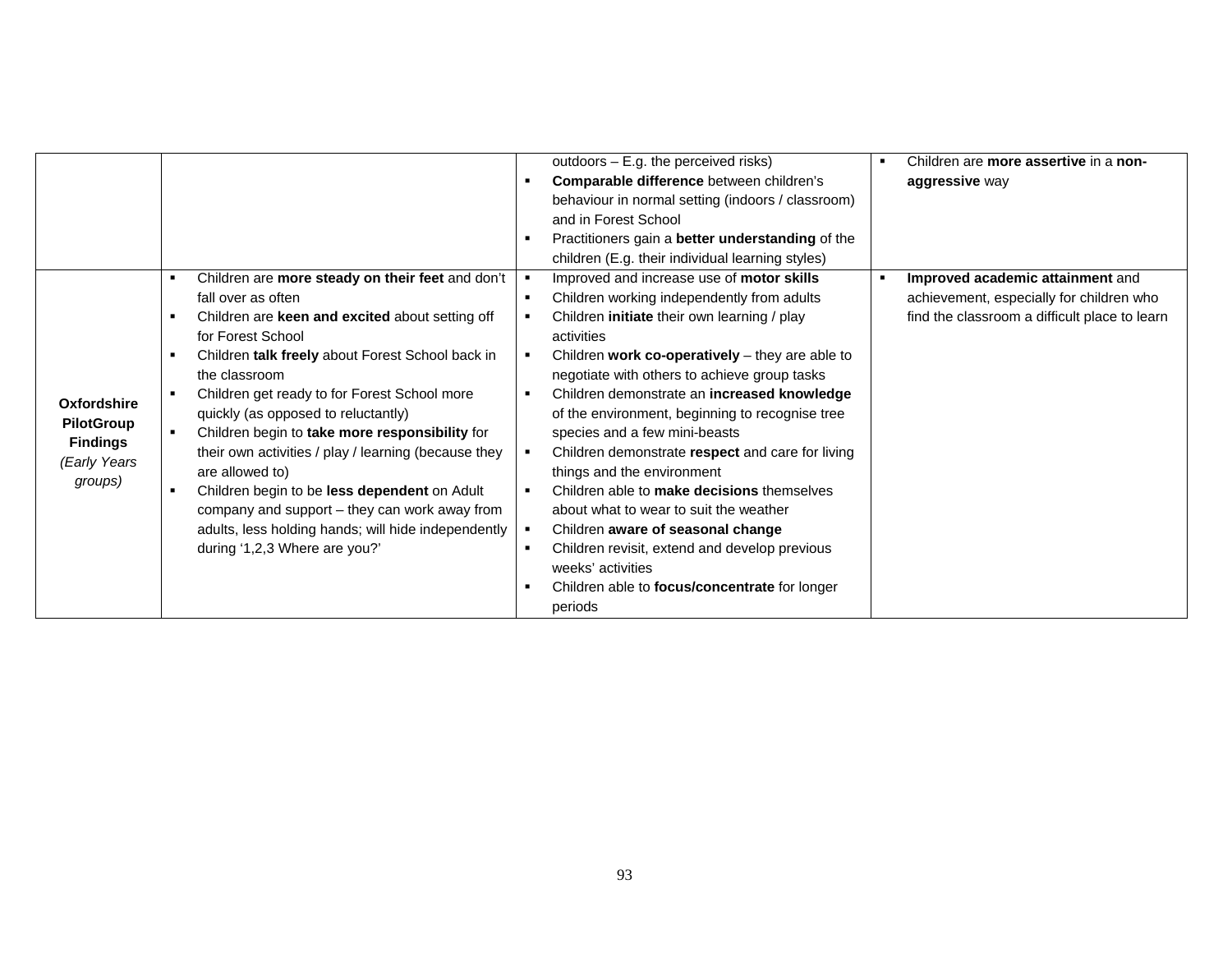| | | | |
|---|---|---|---|
| | | outdoors – E.g. the perceived risks)<br>▪ **Comparable difference** between children's behaviour in normal setting (indoors / classroom) and in Forest School<br>▪ Practitioners gain a **better understanding** of the children (E.g. their individual learning styles) | ▪ Children are **more assertive** in a **non-aggressive** way |
| **Oxfordshire PilotGroup Findings** *(Early Years groups)* | ▪ Children are **more steady on their feet** and don't fall over as often<br>▪ Children are **keen and excited** about setting off for Forest School<br>▪ Children **talk freely** about Forest School back in the classroom<br>▪ Children get ready to for Forest School more quickly (as opposed to reluctantly)<br>▪ Children begin to **take more responsibility** for their own activities / play / learning (because they are allowed to)<br>▪ Children begin to be **less dependent** on Adult company and support – they can work away from adults, less holding hands; will hide independently during '1,2,3 Where are you?' | ▪ Improved and increase use of **motor skills**<br>▪ Children working independently from adults<br>▪ Children **initiate** their own learning / play activities<br>▪ Children **work co-operatively** – they are able to negotiate with others to achieve group tasks<br>▪ Children demonstrate an **increased knowledge** of the environment, beginning to recognise tree species and a few mini-beasts<br>▪ Children demonstrate **respect** and care for living things and the environment<br>▪ Children able to **make decisions** themselves about what to wear to suit the weather<br>▪ Children **aware of seasonal change**<br>▪ Children revisit, extend and develop previous weeks' activities<br>▪ Children able to **focus/concentrate** for longer periods | ▪ **Improved academic attainment** and achievement, especially for children who find the classroom a difficult place to learn |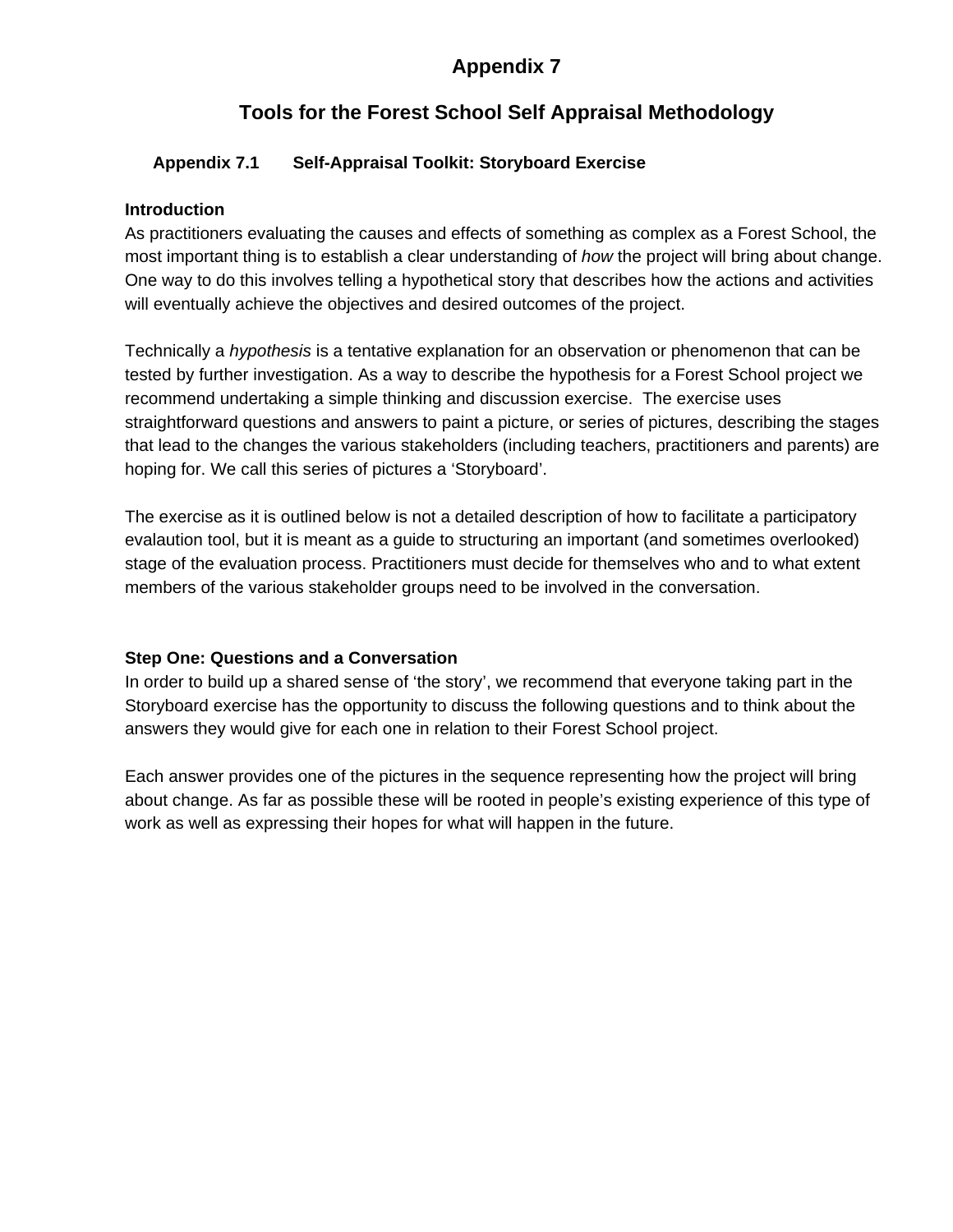# Appendix 7

## Tools for the Forest School Self Appraisal Methodology

### Appendix 7.1 Self-Appraisal Toolkit: Storyboard Exercise

**Introduction**

As practitioners evaluating the causes and effects of something as complex as a Forest School, the most important thing is to establish a clear understanding of *how* the project will bring about change. One way to do this involves telling a hypothetical story that describes how the actions and activities will eventually achieve the objectives and desired outcomes of the project.

Technically a *hypothesis* is a tentative explanation for an observation or phenomenon that can be tested by further investigation. As a way to describe the hypothesis for a Forest School project we recommend undertaking a simple thinking and discussion exercise. The exercise uses straightforward questions and answers to paint a picture, or series of pictures, describing the stages that lead to the changes the various stakeholders (including teachers, practitioners and parents) are hoping for. We call this series of pictures a 'Storyboard'.

The exercise as it is outlined below is not a detailed description of how to facilitate a participatory evalaution tool, but it is meant as a guide to structuring an important (and sometimes overlooked) stage of the evaluation process. Practitioners must decide for themselves who and to what extent members of the various stakeholder groups need to be involved in the conversation.

**Step One: Questions and a Conversation**

In order to build up a shared sense of 'the story', we recommend that everyone taking part in the Storyboard exercise has the opportunity to discuss the following questions and to think about the answers they would give for each one in relation to their Forest School project.

Each answer provides one of the pictures in the sequence representing how the project will bring about change. As far as possible these will be rooted in people's existing experience of this type of work as well as expressing their hopes for what will happen in the future.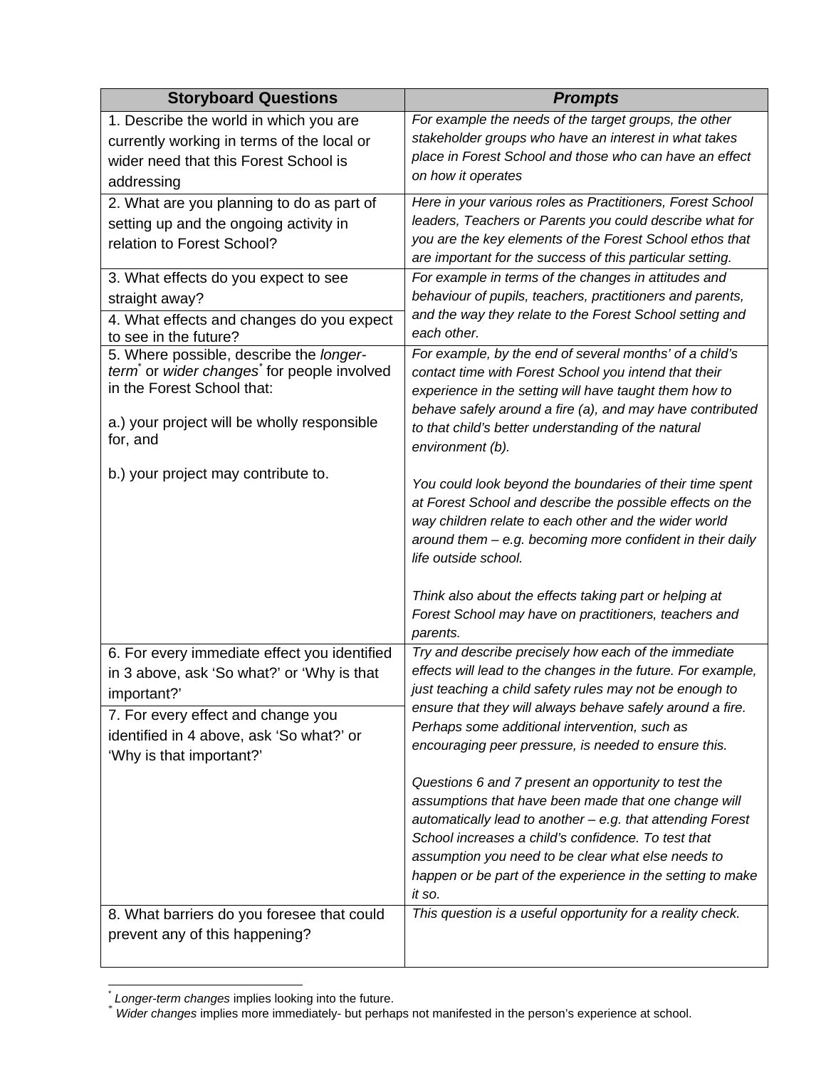| Storyboard Questions | *Prompts* |
|---|---|
| 1. Describe the world in which you are currently working in terms of the local or wider need that this Forest School is addressing | *For example the needs of the target groups, the other stakeholder groups who have an interest in what takes place in Forest School and those who can have an effect on how it operates* |
| 2. What are you planning to do as part of setting up and the ongoing activity in relation to Forest School? | *Here in your various roles as Practitioners, Forest School leaders, Teachers or Parents you could describe what for you are the key elements of the Forest School ethos that are important for the success of this particular setting.* |
| 3. What effects do you expect to see straight away? | *For example in terms of the changes in attitudes and behaviour of pupils, teachers, practitioners and parents, and the way they relate to the Forest School setting and each other.* |
| 4. What effects and changes do you expect to see in the future? | |
| 5. Where possible, describe the *longer-term*[*] or *wider changes*[*] for people involved in the Forest School that:<br><br>a.) your project will be wholly responsible for, and<br><br>b.) your project may contribute to. | *For example, by the end of several months' of a child's contact time with Forest School you intend that their experience in the setting will have taught them how to behave safely around a fire (a), and may have contributed to that child's better understanding of the natural environment (b).*<br><br>*You could look beyond the boundaries of their time spent at Forest School and describe the possible effects on the way children relate to each other and the wider world around them – e.g. becoming more confident in their daily life outside school.*<br><br>*Think also about the effects taking part or helping at Forest School may have on practitioners, teachers and parents.* |
| 6. For every immediate effect you identified in 3 above, ask 'So what?' or 'Why is that important?' | *Try and describe precisely how each of the immediate effects will lead to the changes in the future. For example, just teaching a child safety rules may not be enough to ensure that they will always behave safely around a fire. Perhaps some additional intervention, such as encouraging peer pressure, is needed to ensure this.*<br><br>*Questions 6 and 7 present an opportunity to test the assumptions that have been made that one change will automatically lead to another – e.g. that attending Forest School increases a child's confidence. To test that assumption you need to be clear what else needs to happen or be part of the experience in the setting to make it so.* |
| 7. For every effect and change you identified in 4 above, ask 'So what?' or 'Why is that important?' | |
| 8. What barriers do you foresee that could prevent any of this happening? | *This question is a useful opportunity for a reality check.* |

[*] *Longer-term changes* implies looking into the future.
[*] *Wider changes* implies more immediately- but perhaps not manifested in the person's experience at school.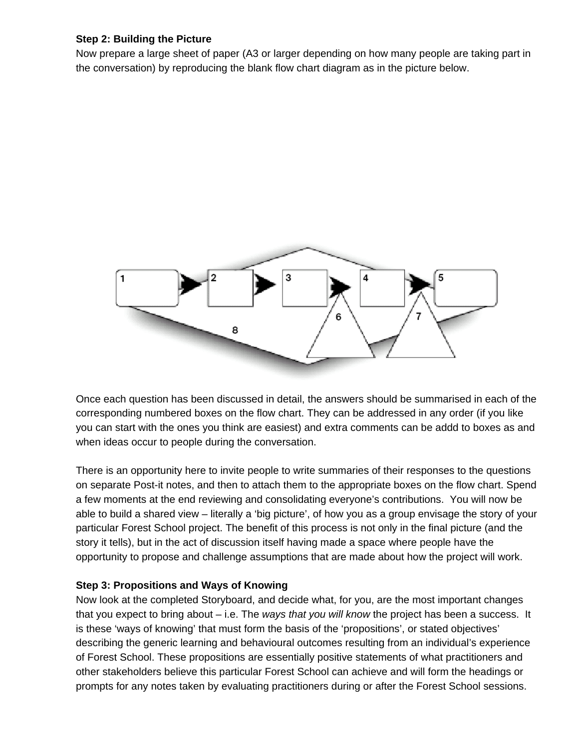**Step 2: Building the Picture**

Now prepare a large sheet of paper (A3 or larger depending on how many people are taking part in the conversation) by reproducing the blank flow chart diagram as in the picture below.

Once each question has been discussed in detail, the answers should be summarised in each of the corresponding numbered boxes on the flow chart. They can be addressed in any order (if you like you can start with the ones you think are easiest) and extra comments can be addd to boxes as and when ideas occur to people during the conversation.

There is an opportunity here to invite people to write summaries of their responses to the questions on separate Post-it notes, and then to attach them to the appropriate boxes on the flow chart. Spend a few moments at the end reviewing and consolidating everyone's contributions. You will now be able to build a shared view – literally a 'big picture', of how you as a group envisage the story of your particular Forest School project. The benefit of this process is not only in the final picture (and the story it tells), but in the act of discussion itself having made a space where people have the opportunity to propose and challenge assumptions that are made about how the project will work.

**Step 3: Propositions and Ways of Knowing**

Now look at the completed Storyboard, and decide what, for you, are the most important changes that you expect to bring about – i.e. The *ways that you will know* the project has been a success. It is these 'ways of knowing' that must form the basis of the 'propositions', or stated objectives' describing the generic learning and behavioural outcomes resulting from an individual's experience of Forest School. These propositions are essentially positive statements of what practitioners and other stakeholders believe this particular Forest School can achieve and will form the headings or prompts for any notes taken by evaluating practitioners during or after the Forest School sessions.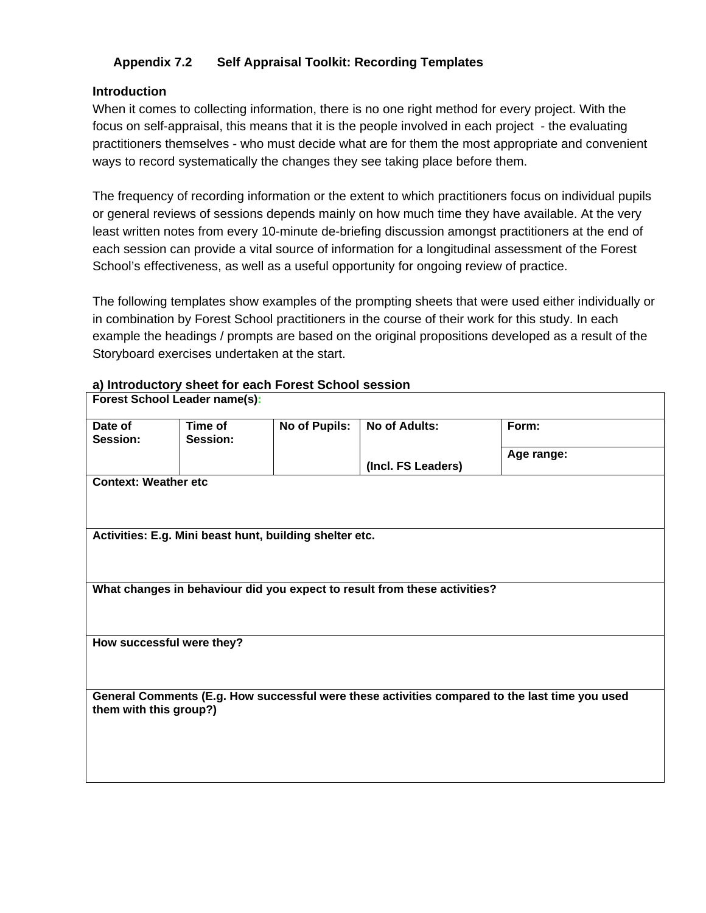### Appendix 7.2 Self Appraisal Toolkit: Recording Templates

**Introduction**

When it comes to collecting information, there is no one right method for every project. With the focus on self-appraisal, this means that it is the people involved in each project - the evaluating practitioners themselves - who must decide what are for them the most appropriate and convenient ways to record systematically the changes they see taking place before them.

The frequency of recording information or the extent to which practitioners focus on individual pupils or general reviews of sessions depends mainly on how much time they have available. At the very least written notes from every 10-minute de-briefing discussion amongst practitioners at the end of each session can provide a vital source of information for a longitudinal assessment of the Forest School's effectiveness, as well as a useful opportunity for ongoing review of practice.

The following templates show examples of the prompting sheets that were used either individually or in combination by Forest School practitioners in the course of their work for this study. In each example the headings / prompts are based on the original propositions developed as a result of the Storyboard exercises undertaken at the start.

**a) Introductory sheet for each Forest School session**

| **Forest School Leader name(s):** | | | | |
|---|---|---|---|---|
| **Date of Session:** | **Time of Session:** | **No of Pupils:** | **No of Adults:** | **Form:** |
| | | | **(Incl. FS Leaders)** | **Age range:** |
| **Context: Weather etc** | | | | |
| **Activities: E.g. Mini beast hunt, building shelter etc.** | | | | |
| **What changes in behaviour did you expect to result from these activities?** | | | | |
| **How successful were they?** | | | | |
| **General Comments (E.g. How successful were these activities compared to the last time you used them with this group?)** | | | | |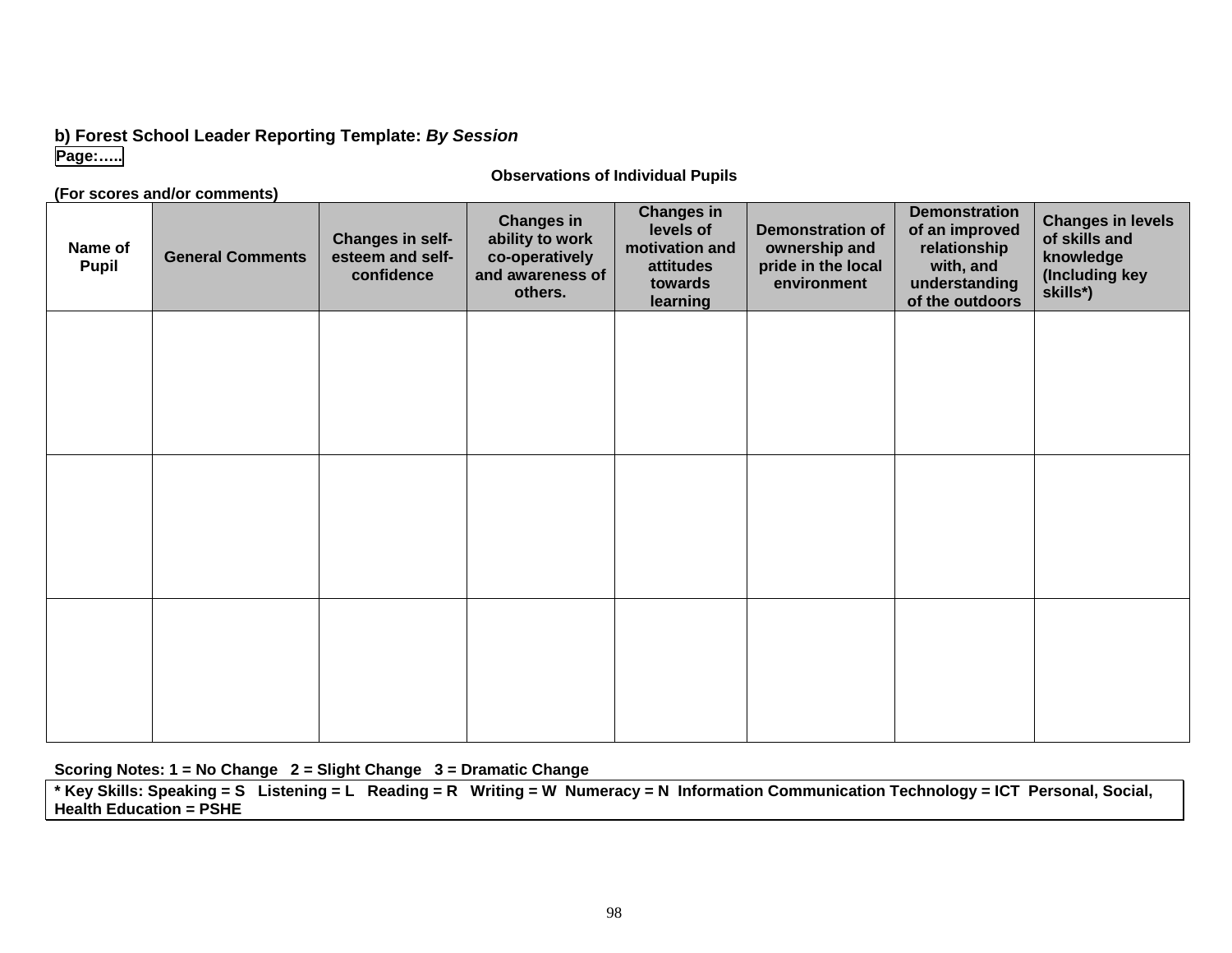**b) Forest School Leader Reporting Template:** ***By Session***

**Page:…..**

**Observations of Individual Pupils**

**(For scores and/or comments)**

| Name of Pupil | General Comments | Changes in self-esteem and self-confidence | Changes in ability to work co-operatively and awareness of others. | Changes in levels of motivation and attitudes towards learning | Demonstration of ownership and pride in the local environment | Demonstration of an improved relationship with, and understanding of the outdoors | Changes in levels of skills and knowledge (Including key skills*) |
|---|---|---|---|---|---|---|---|
| | | | | | | | |
| | | | | | | | |
| | | | | | | | |

**Scoring Notes: 1 = No Change 2 = Slight Change 3 = Dramatic Change**

**\* Key Skills: Speaking = S Listening = L Reading = R Writing = W Numeracy = N Information Communication Technology = ICT Personal, Social, Health Education = PSHE**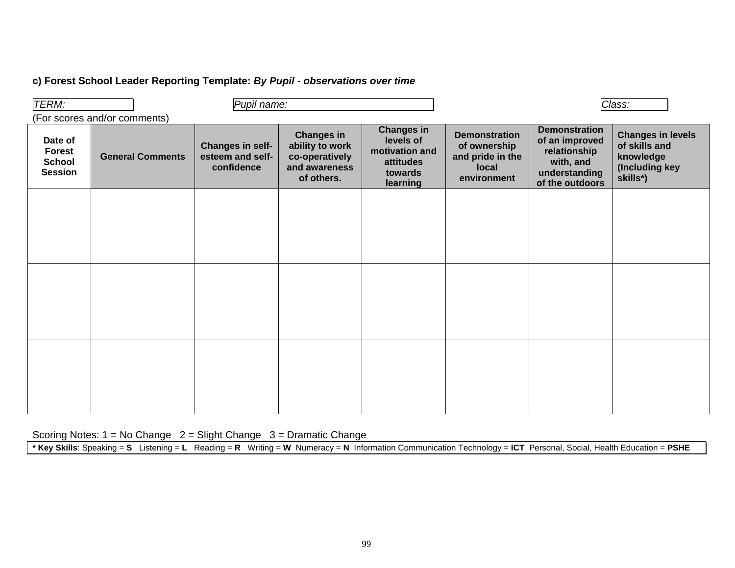**c) Forest School Leader Reporting Template:** ***By Pupil - observations over time***

*TERM:* | *Pupil name:* | *Class:*

(For scores and/or comments)

| Date of Forest School Session | General Comments | Changes in self-esteem and self-confidence | Changes in ability to work co-operatively and awareness of others. | Changes in levels of motivation and attitudes towards learning | Demonstration of ownership and pride in the local environment | Demonstration of an improved relationship with, and understanding of the outdoors | Changes in levels of skills and knowledge (Including key skills*) |
|---|---|---|---|---|---|---|---|
| | | | | | | | |
| | | | | | | | |
| | | | | | | | |

Scoring Notes: 1 = No Change 2 = Slight Change 3 = Dramatic Change

**\* Key Skills**: Speaking = **S** Listening = **L** Reading = **R** Writing = **W** Numeracy = **N** Information Communication Technology = **ICT** Personal, Social, Health Education = **PSHE**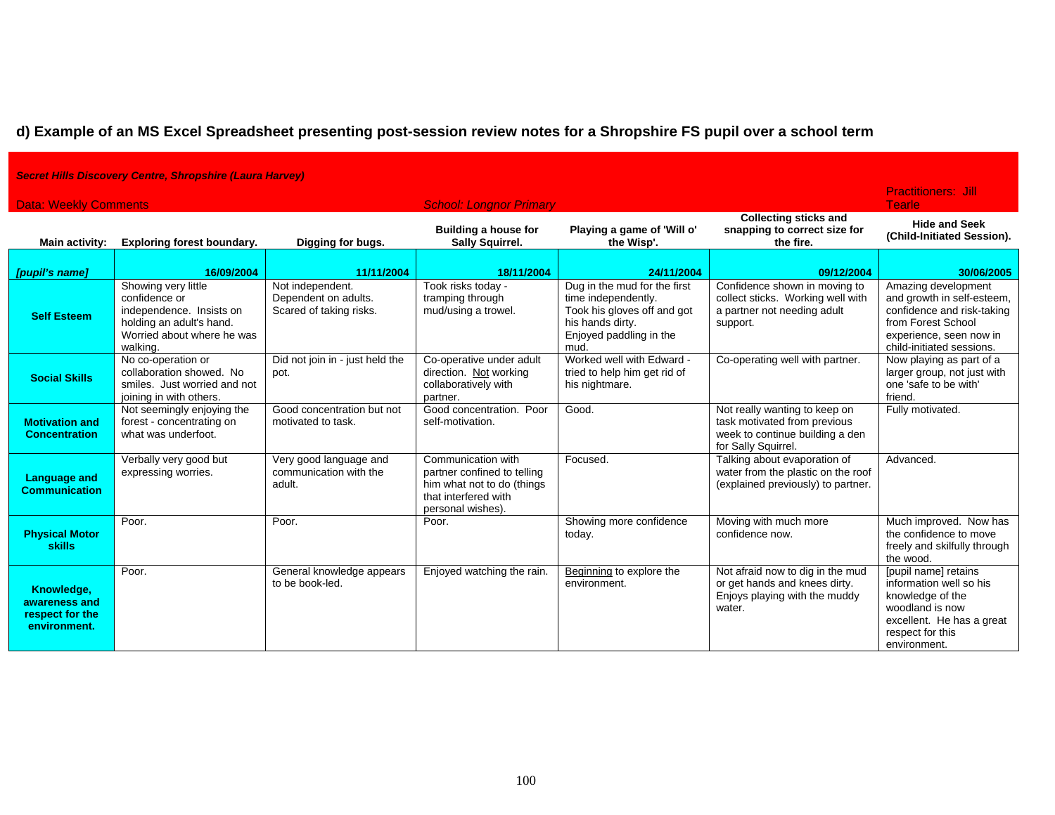**d) Example of an MS Excel Spreadsheet presenting post-session review notes for a Shrophire FS pupil over a school term**

*Secret Hills Discovery Centre, Shropshire (Laura Harvey)*

Data: Weekly Comments | *School: Longnor Primary* | Practitioners: Jill Tearle

| Main activity: | Exploring forest boundary. | Digging for bugs. | Building a house for Sally Squirrel. | Playing a game of 'Will o' the Wisp'. | Collecting sticks and snapping to correct size for the fire. | Hide and Seek (Child-Initiated Session). |
|---|---|---|---|---|---|---|
| *[pupil's name]* | 16/09/2004 | 11/11/2004 | 18/11/2004 | 24/11/2004 | 09/12/2004 | 30/06/2005 |
| **Self Esteem** | Showing very little confidence or independence. Insists on holding an adult's hand. Worried about where he was walking. | Not independent. Dependent on adults. Scared of taking risks. | Took risks today - tramping through mud/using a trowel. | Dug in the mud for the first time independently. Took his gloves off and got his hands dirty. Enjoyed paddling in the mud. | Confidence shown in moving to collect sticks. Working well with a partner not needing adult support. | Amazing development and growth in self-esteem, confidence and risk-taking from Forest School experience, seen now in child-initiated sessions. |
| **Social Skills** | No co-operation or collaboration showed. No smiles. Just worried and not joining in with others. | Did not join in - just held the pot. | Co-operative under adult direction. Not working collaboratively with partner. | Worked well with Edward - tried to help him get rid of his nightmare. | Co-operating well with partner. | Now playing as part of a larger group, not just with one 'safe to be with' friend. |
| **Motivation and Concentration** | Not seemingly enjoying the forest - concentrating on what was underfoot. | Good concentration but not motivated to task. | Good concentration. Poor self-motivation. | Good. | Not really wanting to keep on task motivated from previous week to continue building a den for Sally Squirrel. | Fully motivated. |
| **Language and Communication** | Verbally very good but expressing worries. | Very good language and communication with the adult. | Communication with partner confined to telling him what not to do (things that interfered with personal wishes). | Focused. | Talking about evaporation of water from the plastic on the roof (explained previously) to partner. | Advanced. |
| **Physical Motor skills** | Poor. | Poor. | Poor. | Showing more confidence today. | Moving with much more confidence now. | Much improved. Now has the confidence to move freely and skilfully through the wood. |
| **Knowledge, awareness and respect for the environment.** | Poor. | General knowledge appears to be book-led. | Enjoyed watching the rain. | Beginning to explore the environment. | Not afraid now to dig in the mud or get hands and knees dirty. Enjoys playing with the muddy water. | [pupil name] retains information well so his knowledge of the woodland is now excellent. He has a great respect for this environment. |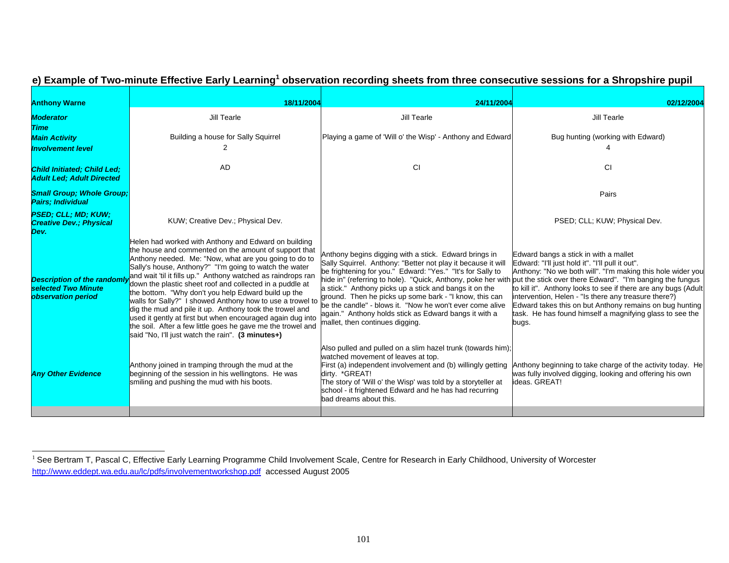## e) Example of Two-minute Effective Early Learning[1] observation recording sheets from three consecutive sessions for a Shropshire pupil

| **Anthony Warne** | **18/11/2004** | **24/11/2004** | **02/12/2004** |
|---|---|---|---|
| ***Moderator*** | Jill Tearle | Jill Tearle | Jill Tearle |
| ***Time*** | | | |
| ***Main Activity*** | Building a house for Sally Squirrel | Playing a game of 'Will o' the Wisp' - Anthony and Edward | Bug hunting (working with Edward) |
| ***Involvement level*** | 2 | | 4 |
| ***Child Initiated; Child Led; Adult Led; Adult Directed*** | AD | CI | CI |
| ***Small Group; Whole Group; Pairs; Individual*** | | | Pairs |
| ***PSED; CLL; MD; KUW; Creative Dev.; Physical Dev.*** | KUW; Creative Dev.; Physical Dev. | | PSED; CLL; KUW; Physical Dev. |
| ***Description of the randomly selected Two Minute observation period*** | Helen had worked with Anthony and Edward on building the house and commented on the amount of support that Anthony needed. Me: "Now, what are you going to do to Sally's house, Anthony?" "I'm going to watch the water and wait 'til it fills up." Anthony watched as raindrops ran down the plastic sheet roof and collected in a puddle at the bottom. "Why don't you help Edward build up the walls for Sally?" I showed Anthony how to use a trowel to dig the mud and pile it up. Anthony took the trowel and used it gently at first but when encouraged again dug into the soil. After a few little goes he gave me the trowel and said "No, I'll just watch the rain". **(3 minutes+)** | Anthony begins digging with a stick. Edward brings in Sally Squirrel. Anthony: "Better not play it because it will be frightening for you." Edward: "Yes." "It's for Sally to hide in" (referring to hole). "Quick, Anthony, poke her with a stick." Anthony picks up a stick and bangs it on the ground. Then he picks up some bark - "I know, this can be the candle" - blows it. "Now he won't ever come alive again." Anthony holds stick as Edward bangs it with a mallet, then continues digging. | Edward bangs a stick in with a mallet<br>Edward: "I'll just hold it". "I'll pull it out".<br>Anthony: "No we both will". "I'm making this hole wider you put the stick over there Edward". "I'm banging the fungus to kill it". Anthony looks to see if there are any bugs (Adult intervention, Helen - "Is there any treasure there?) Edward takes this on but Anthony remains on bug hunting task. He has found himself a magnifying glass to see the bugs. |
| ***Any Other Evidence*** | Anthony joined in tramping through the mud at the beginning of the session in his wellingtons. He was smiling and pushing the mud with his boots. | Also pulled and pulled on a slim hazel trunk (towards him); watched movement of leaves at top.<br>First (a) independent involvement and (b) willingly getting dirty. *GREAT!<br>The story of 'Will o' the Wisp' was told by a storyteller at school - it frightened Edward and he has had recurring bad dreams about this. | Anthony beginning to take charge of the activity today. He was fully involved digging, looking and offering his own ideas. GREAT! |

[1] See Bertram T, Pascal C, Effective Early Learning Programme Child Involvement Scale, Centre for Research in Early Childhood, University of Worcester http://www.eddept.wa.edu.au/lc/pdfs/involvementworkshop.pdf accessed August 2005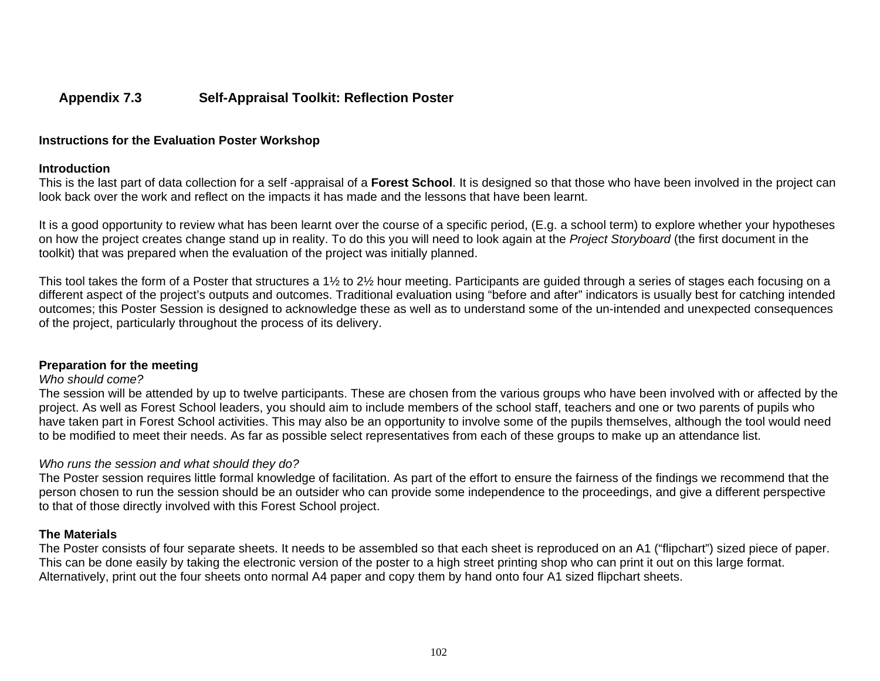## Appendix 7.3 Self-Appraisal Toolkit: Reflection Poster

**Instructions for the Evaluation Poster Workshop**

**Introduction**

This is the last part of data collection for a self -appraisal of a **Forest School**. It is designed so that those who have been involved in the project can look back over the work and reflect on the impacts it has made and the lessons that have been learnt.

It is a good opportunity to review what has been learnt over the course of a specific period, (E.g. a school term) to explore whether your hypotheses on how the project creates change stand up in reality. To do this you will need to look again at the *Project Storyboard* (the first document in the toolkit) that was prepared when the evaluation of the project was initially planned.

This tool takes the form of a Poster that structures a 1½ to 2½ hour meeting. Participants are guided through a series of stages each focusing on a different aspect of the project's outputs and outcomes. Traditional evaluation using "before and after" indicators is usually best for catching intended outcomes; this Poster Session is designed to acknowledge these as well as to understand some of the un-intended and unexpected consequences of the project, particularly throughout the process of its delivery.

**Preparation for the meeting**

*Who should come?*

The session will be attended by up to twelve participants. These are chosen from the various groups who have been involved with or affected by the project. As well as Forest School leaders, you should aim to include members of the school staff, teachers and one or two parents of pupils who have taken part in Forest School activities. This may also be an opportunity to involve some of the pupils themselves, although the tool would need to be modified to meet their needs. As far as possible select representatives from each of these groups to make up an attendance list.

*Who runs the session and what should they do?*

The Poster session requires little formal knowledge of facilitation. As part of the effort to ensure the fairness of the findings we recommend that the person chosen to run the session should be an outsider who can provide some independence to the proceedings, and give a different perspective to that of those directly involved with this Forest School project.

**The Materials**

The Poster consists of four separate sheets. It needs to be assembled so that each sheet is reproduced on an A1 ("flipchart") sized piece of paper. This can be done easily by taking the electronic version of the poster to a high street printing shop who can print it out on this large format. Alternatively, print out the four sheets onto normal A4 paper and copy them by hand onto four A1 sized flipchart sheets.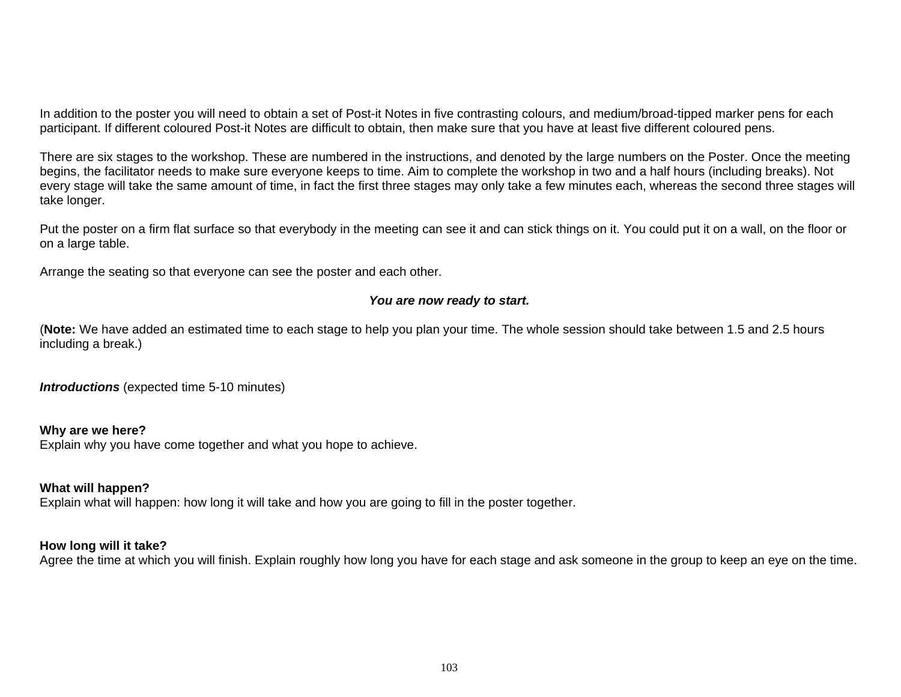In addition to the poster you will need to obtain a set of Post-it Notes in five contrasting colours, and medium/broad-tipped marker pens for each participant. If different coloured Post-it Notes are difficult to obtain, then make sure that you have at least five different coloured pens.

There are six stages to the workshop. These are numbered in the instructions, and denoted by the large numbers on the Poster. Once the meeting begins, the facilitator needs to make sure everyone keeps to time. Aim to complete the workshop in two and a half hours (including breaks). Not every stage will take the same amount of time, in fact the first three stages may only take a few minutes each, whereas the second three stages will take longer.

Put the poster on a firm flat surface so that everybody in the meeting can see it and can stick things on it. You could put it on a wall, on the floor or on a large table.

Arrange the seating so that everyone can see the poster and each other.

***You are now ready to start.***

(**Note:** We have added an estimated time to each stage to help you plan your time. The whole session should take between 1.5 and 2.5 hours including a break.)

***Introductions*** (expected time 5-10 minutes)

**Why are we here?**
Explain why you have come together and what you hope to achieve.

**What will happen?**
Explain what will happen: how long it will take and how you are going to fill in the poster together.

**How long will it take?**
Agree the time at which you will finish. Explain roughly how long you have for each stage and ask someone in the group to keep an eye on the time.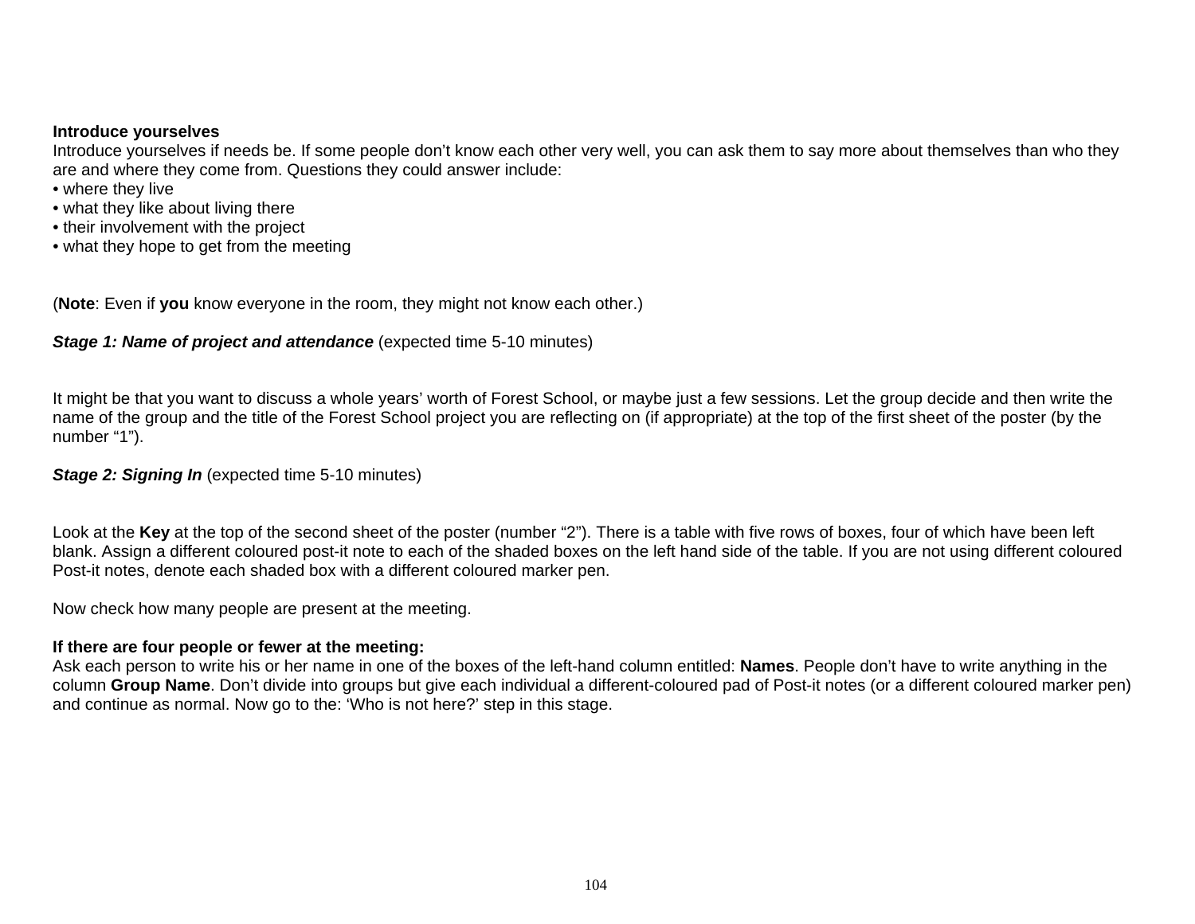**Introduce yourselves**

Introduce yourselves if needs be. If some people don't know each other very well, you can ask them to say more about themselves than who they are and where they come from. Questions they could answer include:

- where they live
- what they like about living there
- their involvement with the project
- what they hope to get from the meeting

(**Note**: Even if **you** know everyone in the room, they might not know each other.)

***Stage 1: Name of project and attendance*** (expected time 5-10 minutes)

It might be that you want to discuss a whole years' worth of Forest School, or maybe just a few sessions. Let the group decide and then write the name of the group and the title of the Forest School project you are reflecting on (if appropriate) at the top of the first sheet of the poster (by the number "1").

***Stage 2: Signing In*** (expected time 5-10 minutes)

Look at the **Key** at the top of the second sheet of the poster (number "2"). There is a table with five rows of boxes, four of which have been left blank. Assign a different coloured post-it note to each of the shaded boxes on the left hand side of the table. If you are not using different coloured Post-it notes, denote each shaded box with a different coloured marker pen.

Now check how many people are present at the meeting.

**If there are four people or fewer at the meeting:**

Ask each person to write his or her name in one of the boxes of the left-hand column entitled: **Names**. People don't have to write anything in the column **Group Name**. Don't divide into groups but give each individual a different-coloured pad of Post-it notes (or a different coloured marker pen) and continue as normal. Now go to the: 'Who is not here?' step in this stage.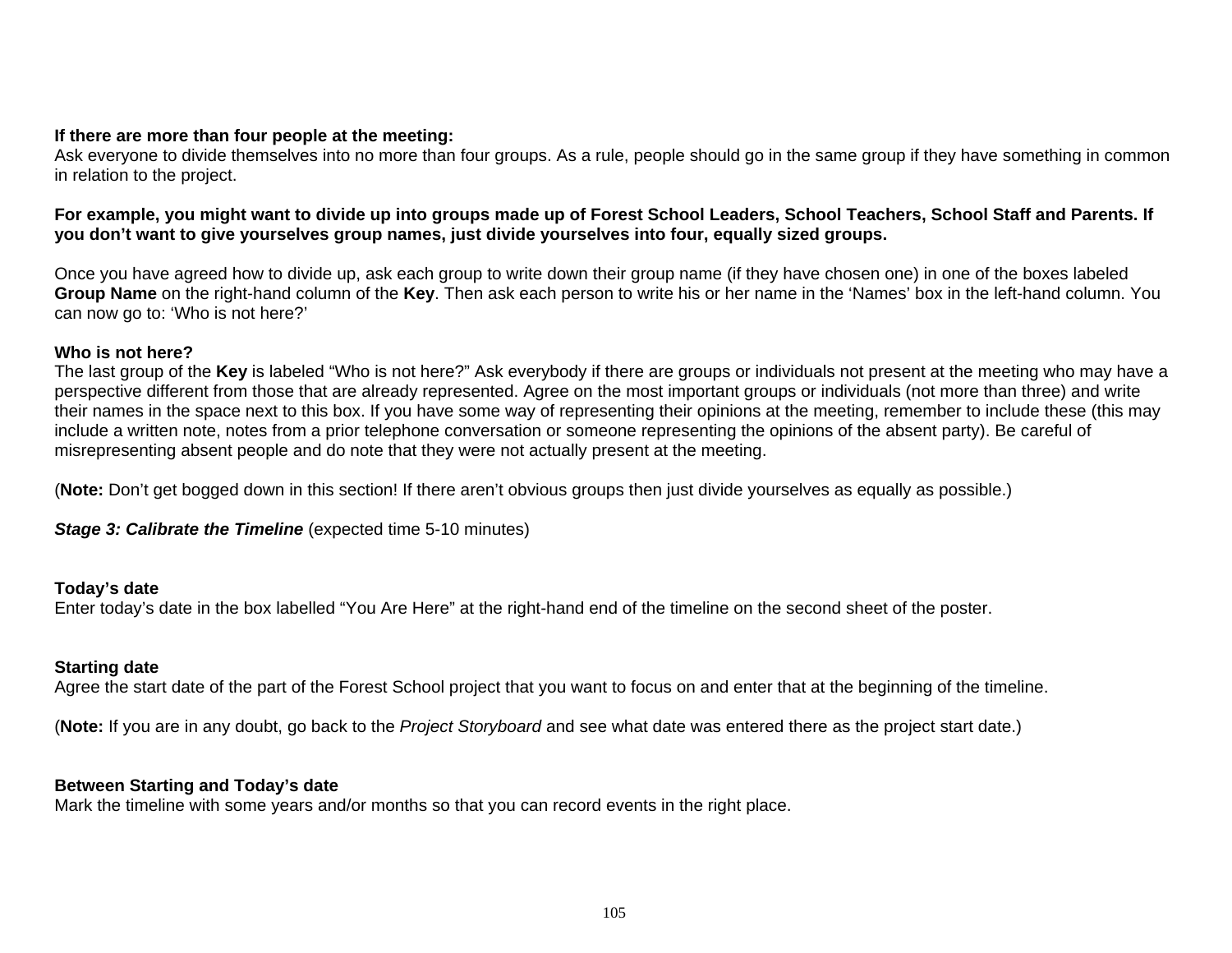**If there are more than four people at the meeting:**
Ask everyone to divide themselves into no more than four groups. As a rule, people should go in the same group if they have something in common in relation to the project.

**For example, you might want to divide up into groups made up of Forest School Leaders, School Teachers, School Staff and Parents. If you don't want to give yourselves group names, just divide yourselves into four, equally sized groups.**

Once you have agreed how to divide up, ask each group to write down their group name (if they have chosen one) in one of the boxes labeled **Group Name** on the right-hand column of the **Key**. Then ask each person to write his or her name in the 'Names' box in the left-hand column. You can now go to: 'Who is not here?'

**Who is not here?**
The last group of the **Key** is labeled "Who is not here?" Ask everybody if there are groups or individuals not present at the meeting who may have a perspective different from those that are already represented. Agree on the most important groups or individuals (not more than three) and write their names in the space next to this box. If you have some way of representing their opinions at the meeting, remember to include these (this may include a written note, notes from a prior telephone conversation or someone representing the opinions of the absent party). Be careful of misrepresenting absent people and do note that they were not actually present at the meeting.

(**Note:** Don't get bogged down in this section! If there aren't obvious groups then just divide yourselves as equally as possible.)

***Stage 3: Calibrate the Timeline*** (expected time 5-10 minutes)

**Today's date**
Enter today's date in the box labelled "You Are Here" at the right-hand end of the timeline on the second sheet of the poster.

**Starting date**
Agree the start date of the part of the Forest School project that you want to focus on and enter that at the beginning of the timeline.

(**Note:** If you are in any doubt, go back to the *Project Storyboard* and see what date was entered there as the project start date.)

**Between Starting and Today's date**
Mark the timeline with some years and/or months so that you can record events in the right place.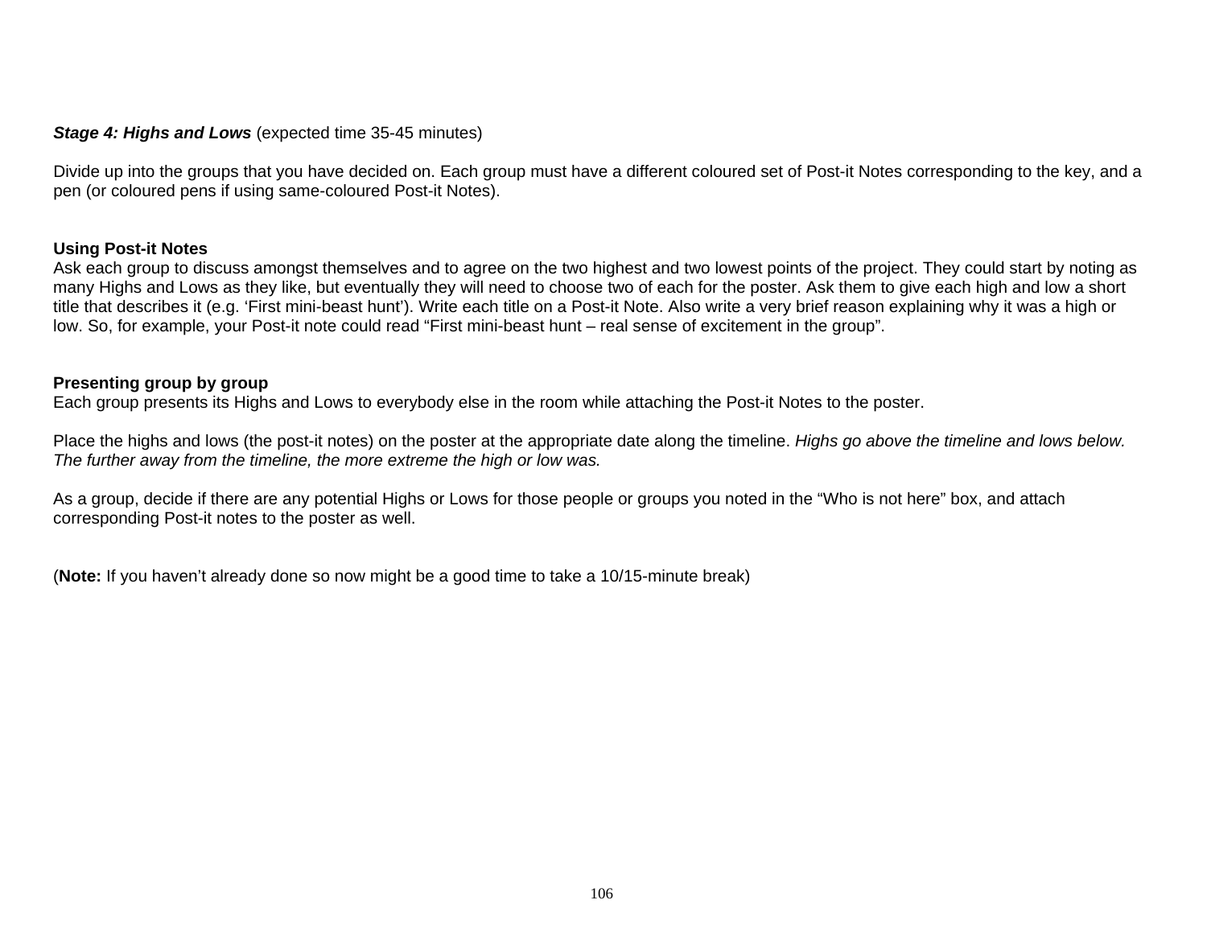***Stage 4: Highs and Lows*** (expected time 35-45 minutes)

Divide up into the groups that you have decided on. Each group must have a different coloured set of Post-it Notes corresponding to the key, and a pen (or coloured pens if using same-coloured Post-it Notes).

**Using Post-it Notes**
Ask each group to discuss amongst themselves and to agree on the two highest and two lowest points of the project. They could start by noting as many Highs and Lows as they like, but eventually they will need to choose two of each for the poster. Ask them to give each high and low a short title that describes it (e.g. 'First mini-beast hunt'). Write each title on a Post-it Note. Also write a very brief reason explaining why it was a high or low. So, for example, your Post-it note could read "First mini-beast hunt – real sense of excitement in the group".

**Presenting group by group**
Each group presents its Highs and Lows to everybody else in the room while attaching the Post-it Notes to the poster.

Place the highs and lows (the post-it notes) on the poster at the appropriate date along the timeline. *Highs go above the timeline and lows below. The further away from the timeline, the more extreme the high or low was.*

As a group, decide if there are any potential Highs or Lows for those people or groups you noted in the "Who is not here" box, and attach corresponding Post-it notes to the poster as well.

(**Note:** If you haven't already done so now might be a good time to take a 10/15-minute break)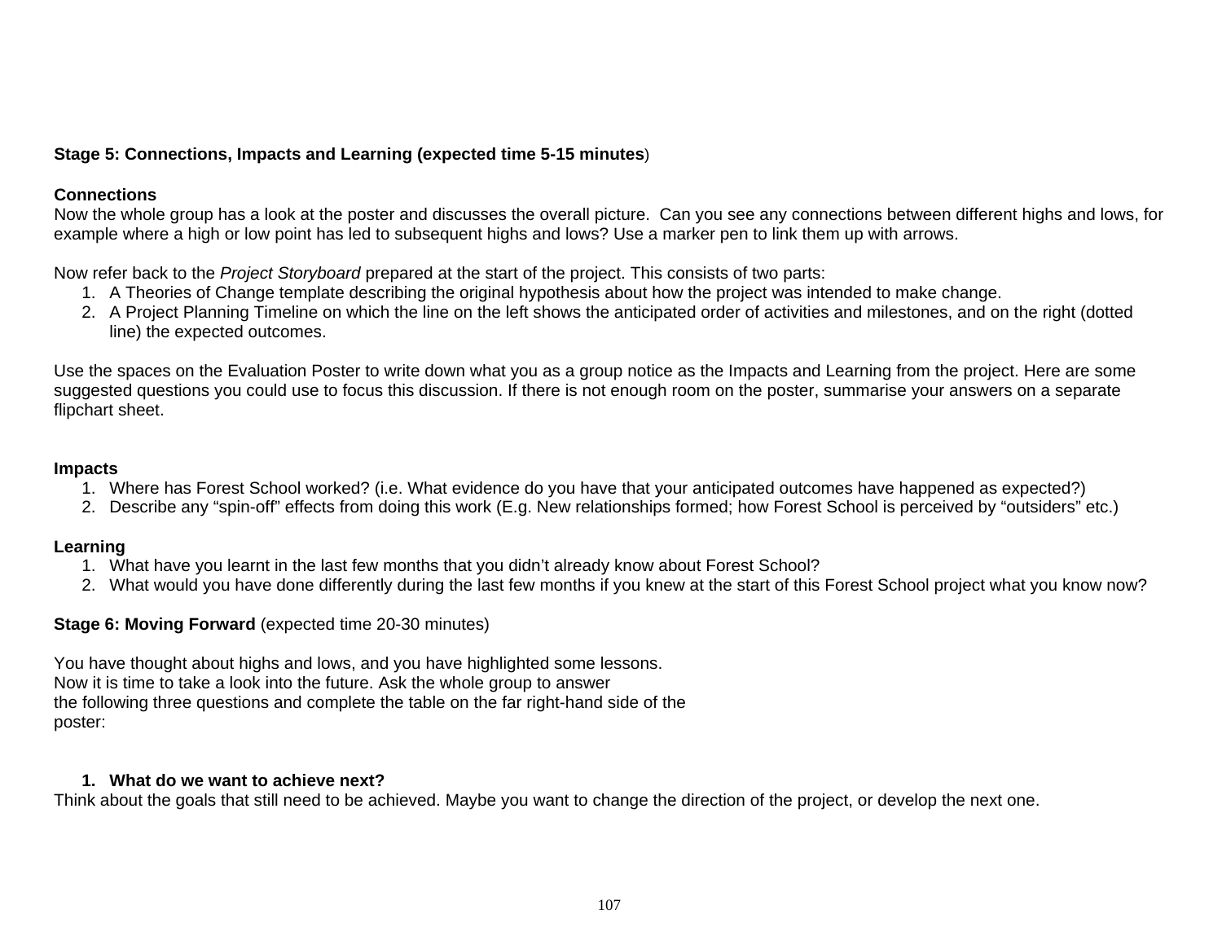**Stage 5: Connections, Impacts and Learning (expected time 5-15 minutes**)

**Connections**
Now the whole group has a look at the poster and discusses the overall picture. Can you see any connections between different highs and lows, for example where a high or low point has led to subsequent highs and lows? Use a marker pen to link them up with arrows.

Now refer back to the *Project Storyboard* prepared at the start of the project. This consists of two parts:

1. A Theories of Change template describing the original hypothesis about how the project was intended to make change.
2. A Project Planning Timeline on which the line on the left shows the anticipated order of activities and milestones, and on the right (dotted line) the expected outcomes.

Use the spaces on the Evaluation Poster to write down what you as a group notice as the Impacts and Learning from the project. Here are some suggested questions you could use to focus this discussion. If there is not enough room on the poster, summarise your answers on a separate flipchart sheet.

**Impacts**

1. Where has Forest School worked? (i.e. What evidence do you have that your anticipated outcomes have happened as expected?)
2. Describe any “spin-off” effects from doing this work (E.g. New relationships formed; how Forest School is perceived by “outsiders” etc.)

**Learning**

1. What have you learnt in the last few months that you didn’t already know about Forest School?
2. What would you have done differently during the last few months if you knew at the start of this Forest School project what you know now?

**Stage 6: Moving Forward** (expected time 20-30 minutes)

You have thought about highs and lows, and you have highlighted some lessons. Now it is time to take a look into the future. Ask the whole group to answer the following three questions and complete the table on the far right-hand side of the poster:

1. **What do we want to achieve next?**

Think about the goals that still need to be achieved. Maybe you want to change the direction of the project, or develop the next one.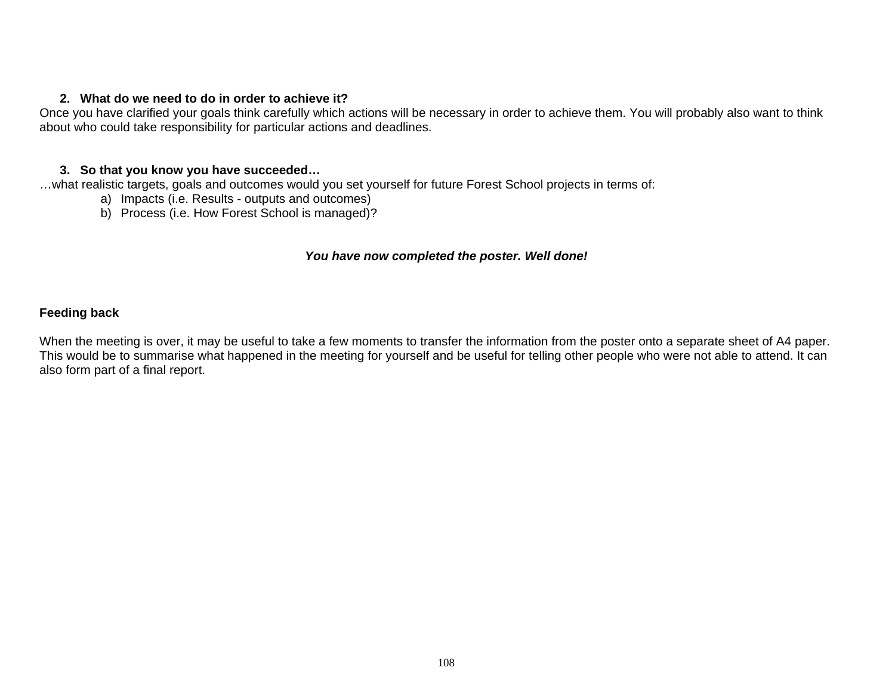**2. What do we need to do in order to achieve it?**

Once you have clarified your goals think carefully which actions will be necessary in order to achieve them. You will probably also want to think about who could take responsibility for particular actions and deadlines.

**3. So that you know you have succeeded…**

…what realistic targets, goals and outcomes would you set yourself for future Forest School projects in terms of:

a) Impacts (i.e. Results - outputs and outcomes)
b) Process (i.e. How Forest School is managed)?

***You have now completed the poster. Well done!***

**Feeding back**

When the meeting is over, it may be useful to take a few moments to transfer the information from the poster onto a separate sheet of A4 paper. This would be to summarise what happened in the meeting for yourself and be useful for telling other people who were not able to attend. It can also form part of a final report.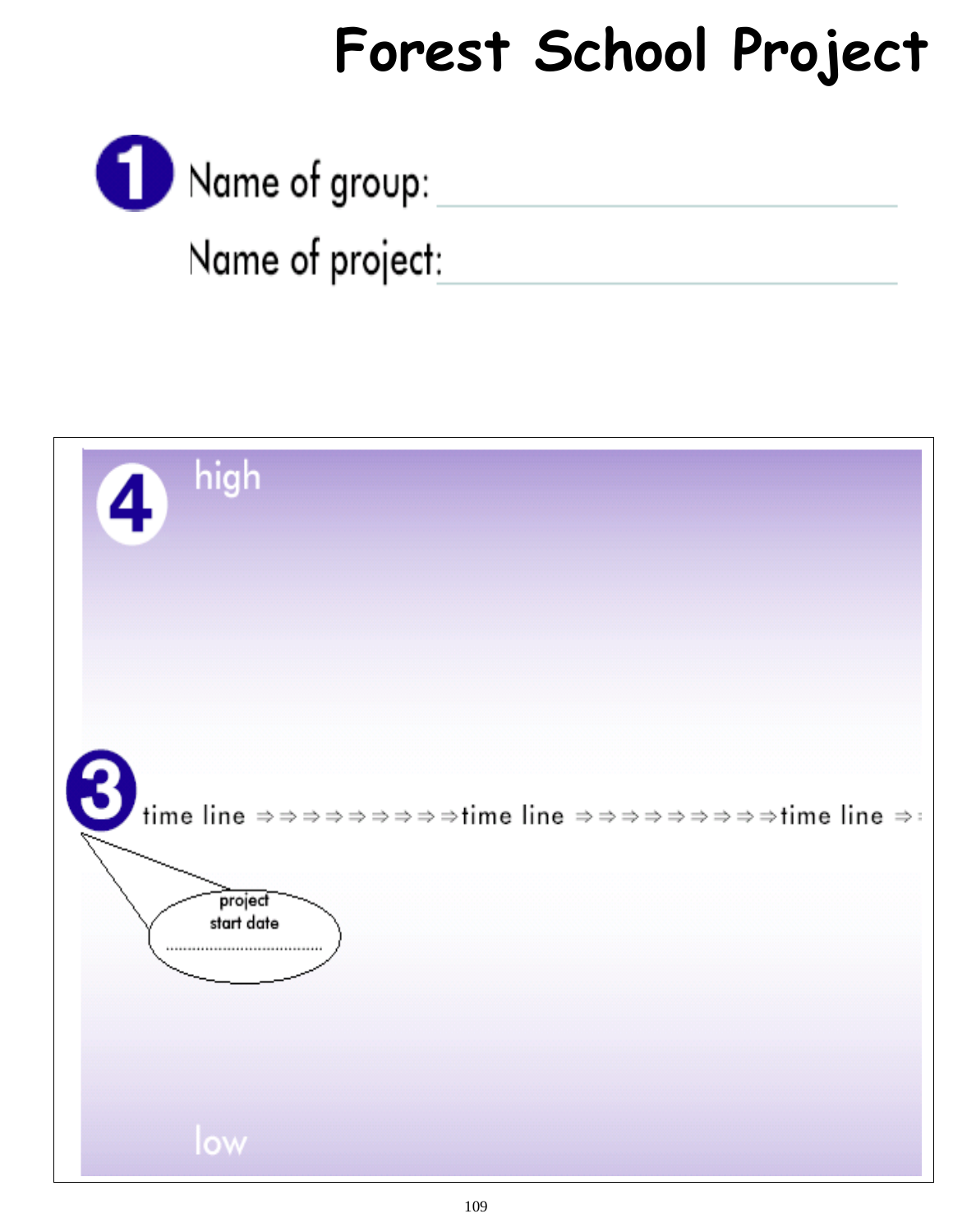# Forest School Project

**1** Name of group: ______________________________

Name of project: ______________________________

**4** high

**3** time line ⇒⇒⇒⇒⇒⇒⇒⇒⇒⇒time line ⇒⇒⇒⇒⇒⇒⇒⇒⇒⇒time line ⇒

project start date ..................................

low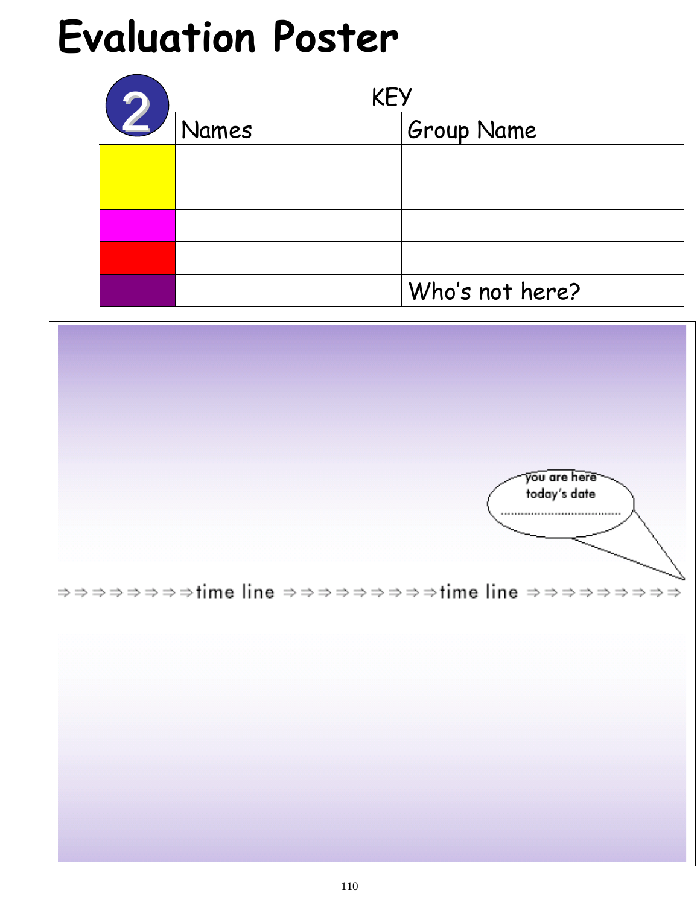# Evaluation Poster

2

KEY

| | Names | Group Name |
|---|---|---|
| | | |
| | | |
| | | |
| | | |
| | | Who's not here? |

you are here
today's date
......................................

⇒⇒⇒⇒⇒⇒⇒⇒time line ⇒⇒⇒⇒⇒⇒⇒⇒⇒time line ⇒⇒⇒⇒⇒⇒⇒⇒⇒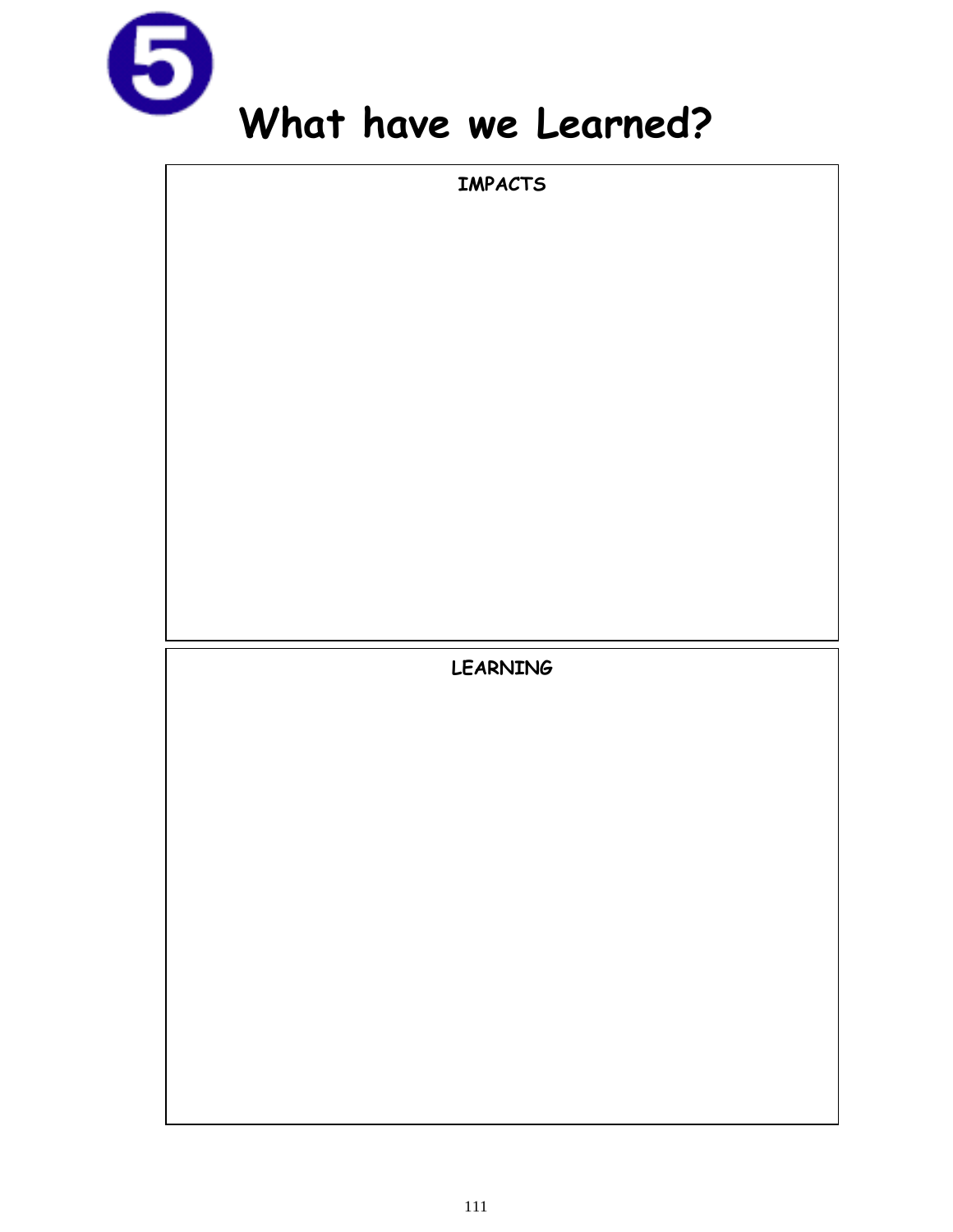# 5 What have we Learned?

| IMPACTS |
| --- |
| |

| LEARNING |
| --- |
| |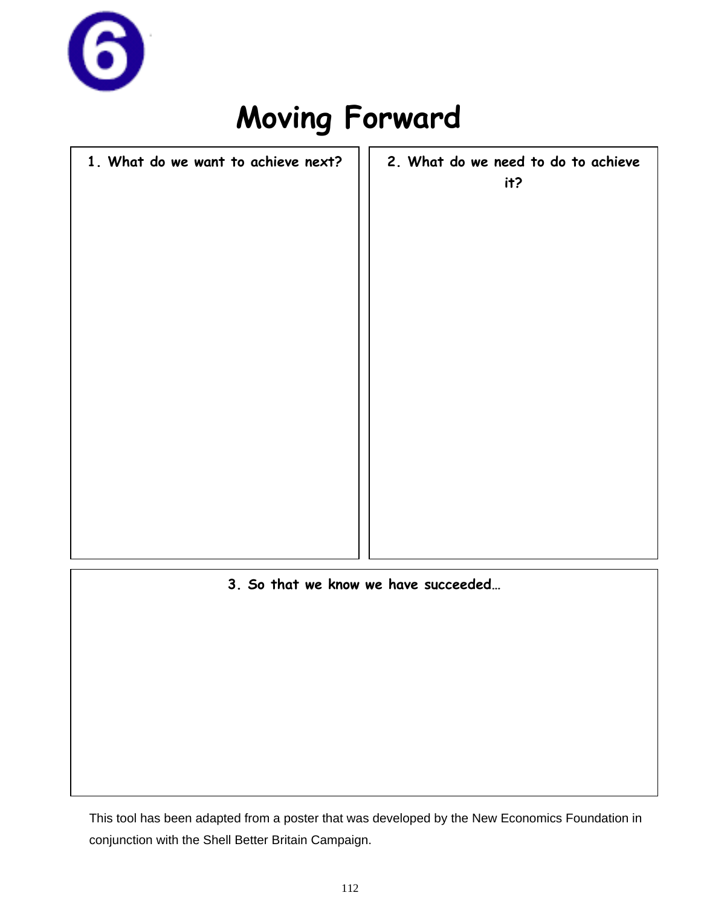6

# Moving Forward

| 1. What do we want to achieve next? | 2. What do we need to do to achieve it? |
| --- | --- |
| | |

**3. So that we know we have succeeded…**

This tool has been adapted from a poster that was developed by the New Economics Foundation in conjunction with the Shell Better Britain Campaign.